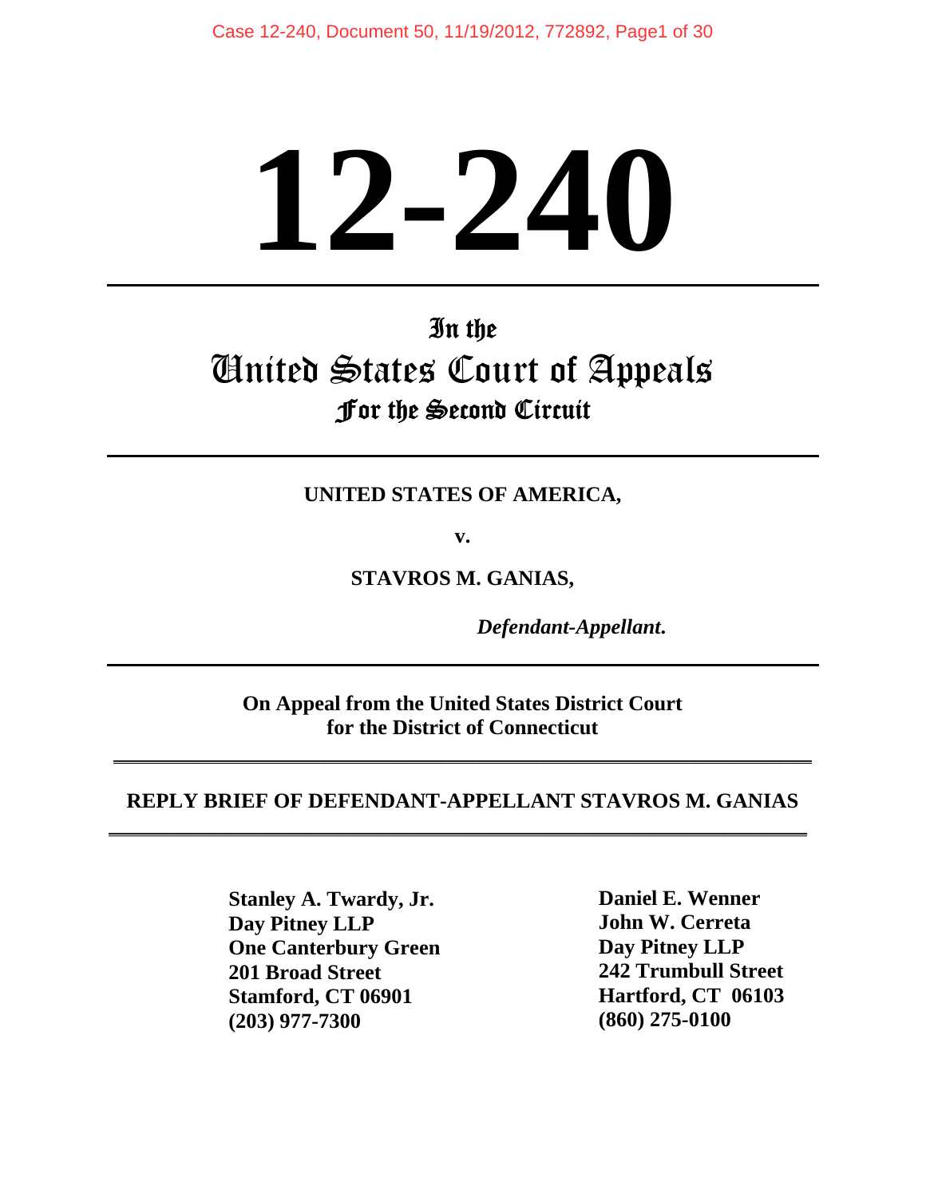# 12-240

In the
United States Court of Appeals
For the Second Circuit

**UNITED STATES OF AMERICA,**

**v.**

**STAVROS M. GANIAS,**

***Defendant-Appellant.***

**On Appeal from the United States District Court for the District of Connecticut**

**REPLY BRIEF OF DEFENDANT-APPELLANT STAVROS M. GANIAS**

**Stanley A. Twardy, Jr.**
**Day Pitney LLP**
**One Canterbury Green**
**201 Broad Street**
**Stamford, CT 06901**
**(203) 977-7300**

**Daniel E. Wenner**
**John W. Cerreta**
**Day Pitney LLP**
**242 Trumbull Street**
**Hartford, CT 06103**
**(860) 275-0100**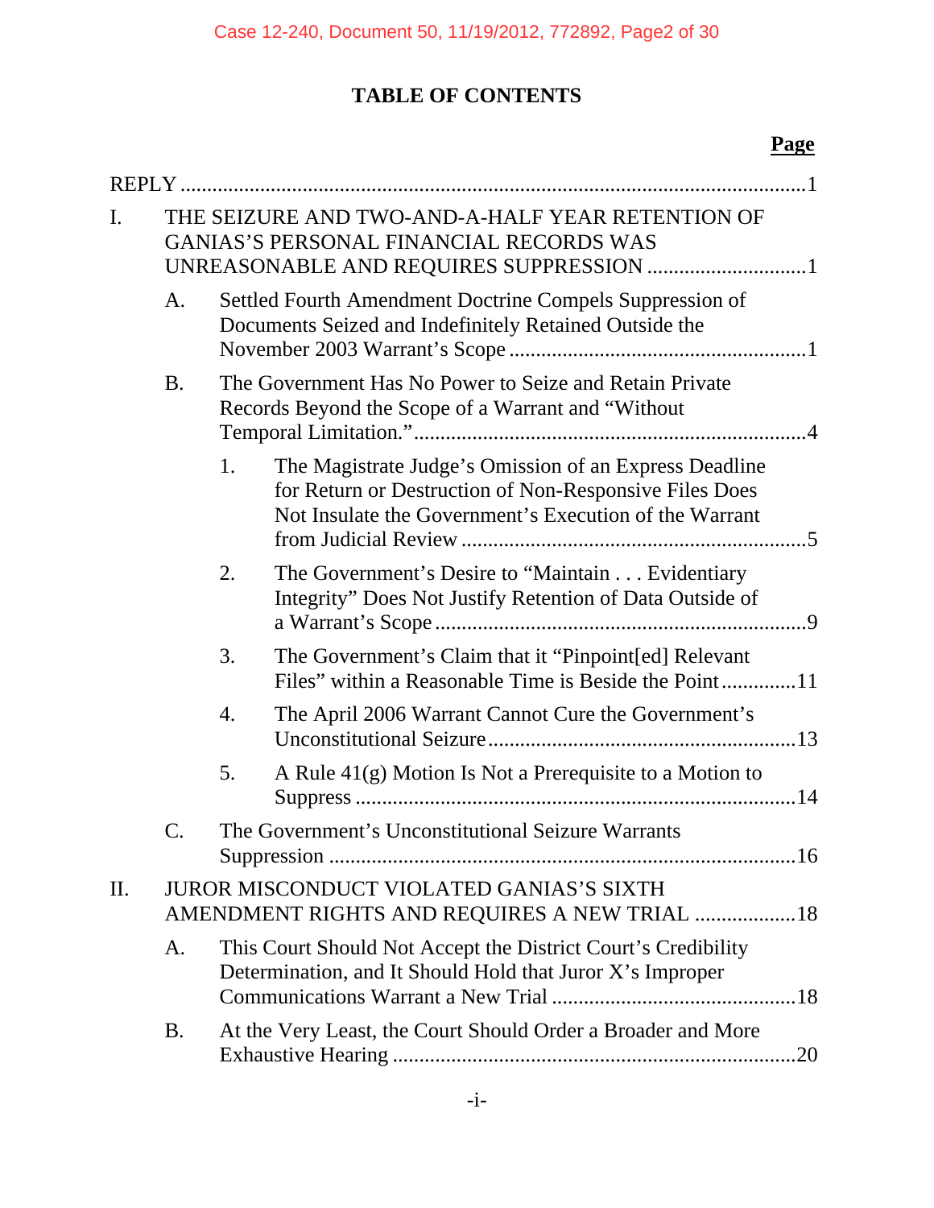# TABLE OF CONTENTS

**Page**

REPLY ....................................................................................................... 1

I. THE SEIZURE AND TWO-AND-A-HALF YEAR RETENTION OF GANIAS'S PERSONAL FINANCIAL RECORDS WAS UNREASONABLE AND REQUIRES SUPPRESSION .............................. 1

- A. Settled Fourth Amendment Doctrine Compels Suppression of Documents Seized and Indefinitely Retained Outside the November 2003 Warrant's Scope ....................................................... 1
- B. The Government Has No Power to Seize and Retain Private Records Beyond the Scope of a Warrant and "Without Temporal Limitation." ......................................................................... 4
  1. The Magistrate Judge's Omission of an Express Deadline for Return or Destruction of Non-Responsive Files Does Not Insulate the Government's Execution of the Warrant from Judicial Review ................................................................ 5
  2. The Government's Desire to "Maintain . . . Evidentiary Integrity" Does Not Justify Retention of Data Outside of a Warrant's Scope ..................................................................... 9
  3. The Government's Claim that it "Pinpoint[ed] Relevant Files" within a Reasonable Time is Beside the Point .............. 11
  4. The April 2006 Warrant Cannot Cure the Government's Unconstitutional Seizure ......................................................... 13
  5. A Rule 41(g) Motion Is Not a Prerequisite to a Motion to Suppress .................................................................................. 14
- C. The Government's Unconstitutional Seizure Warrants Suppression ....................................................................................... 16

II. JUROR MISCONDUCT VIOLATED GANIAS'S SIXTH AMENDMENT RIGHTS AND REQUIRES A NEW TRIAL ................... 18

- A. This Court Should Not Accept the District Court's Credibility Determination, and It Should Hold that Juror X's Improper Communications Warrant a New Trial .............................................. 18
- B. At the Very Least, the Court Should Order a Broader and More Exhaustive Hearing ........................................................................... 20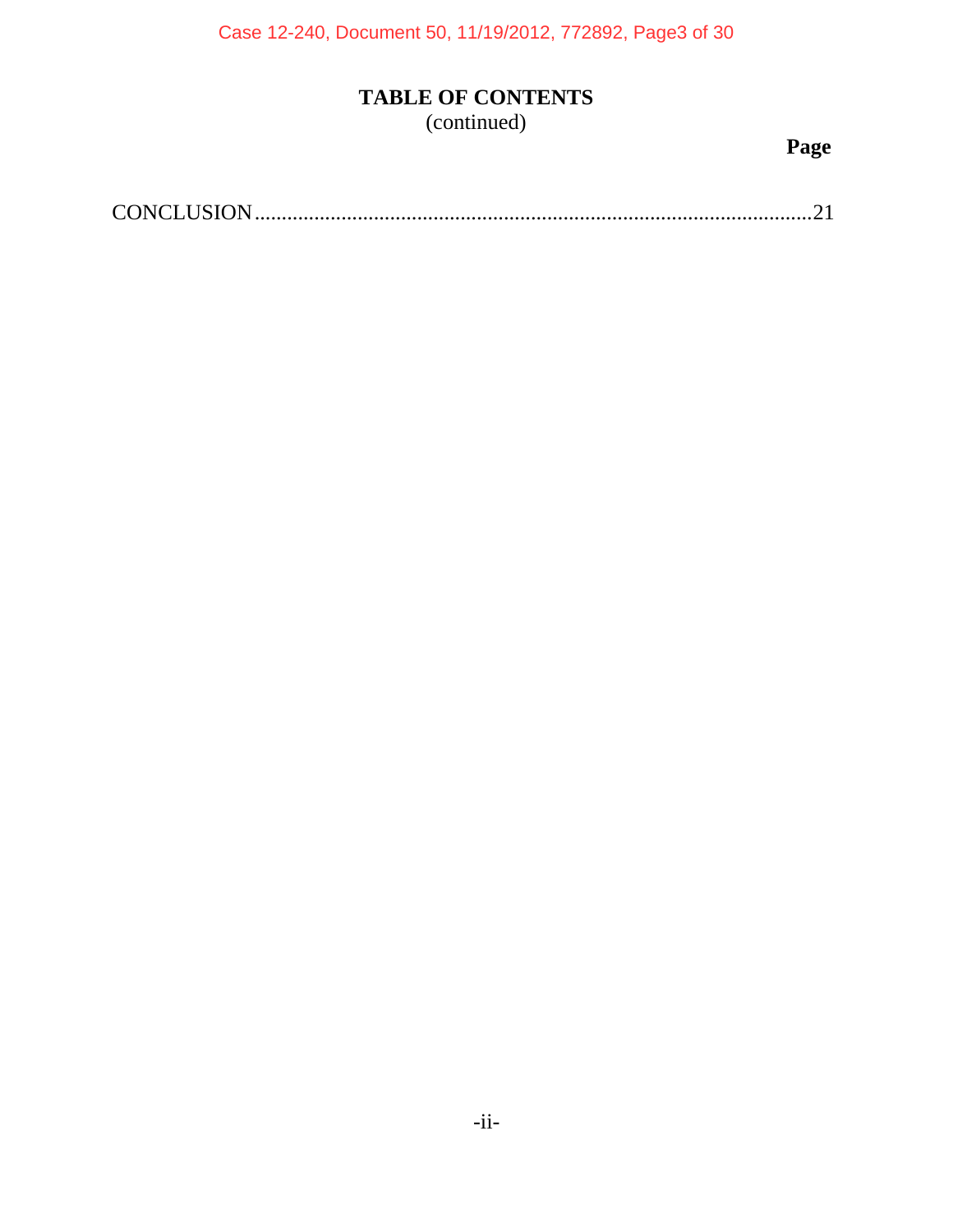# TABLE OF CONTENTS
(continued)

| | Page |
|---|---|
| CONCLUSION | 21 |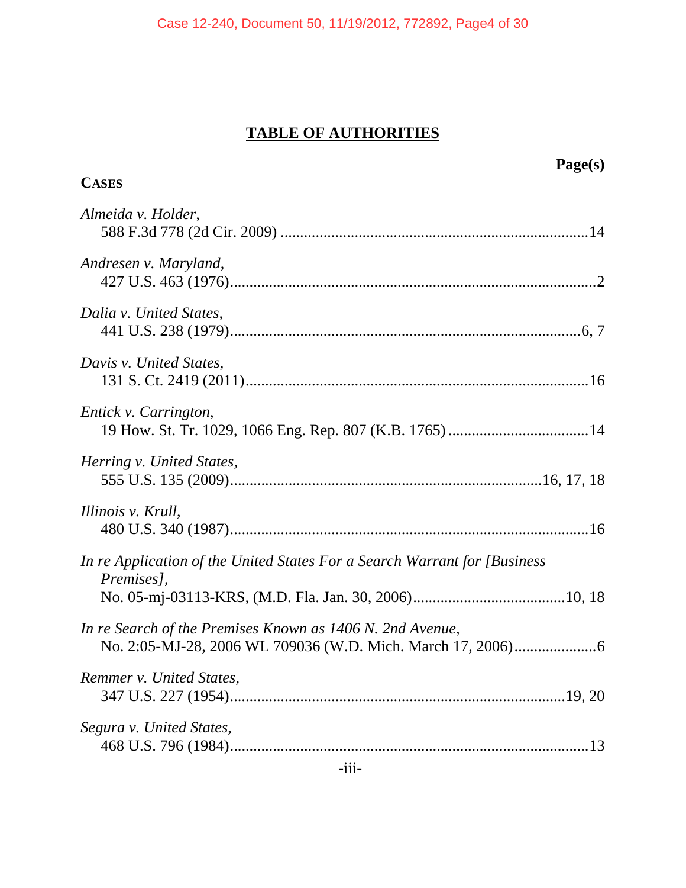# TABLE OF AUTHORITIES

**Page(s)**

**CASES**

*Almeida v. Holder*,
588 F.3d 778 (2d Cir. 2009) ............................................................................14

*Andresen v. Maryland*,
427 U.S. 463 (1976)..........................................................................................2

*Dalia v. United States*,
441 U.S. 238 (1979)........................................................................................6, 7

*Davis v. United States*,
131 S. Ct. 2419 (2011).......................................................................................16

*Entick v. Carrington*,
19 How. St. Tr. 1029, 1066 Eng. Rep. 807 (K.B. 1765) ...................................14

*Herring v. United States*,
555 U.S. 135 (2009)..........................................................................16, 17, 18

*Illinois v. Krull*,
480 U.S. 340 (1987).........................................................................................16

*In re Application of the United States For a Search Warrant for [Business Premises]*,
No. 05-mj-03113-KRS, (M.D. Fla. Jan. 30, 2006)......................................10, 18

*In re Search of the Premises Known as 1406 N. 2nd Avenue*,
No. 2:05-MJ-28, 2006 WL 709036 (W.D. Mich. March 17, 2006)....................6

*Remmer v. United States*,
347 U.S. 227 (1954)....................................................................................19, 20

*Segura v. United States*,
468 U.S. 796 (1984).........................................................................................13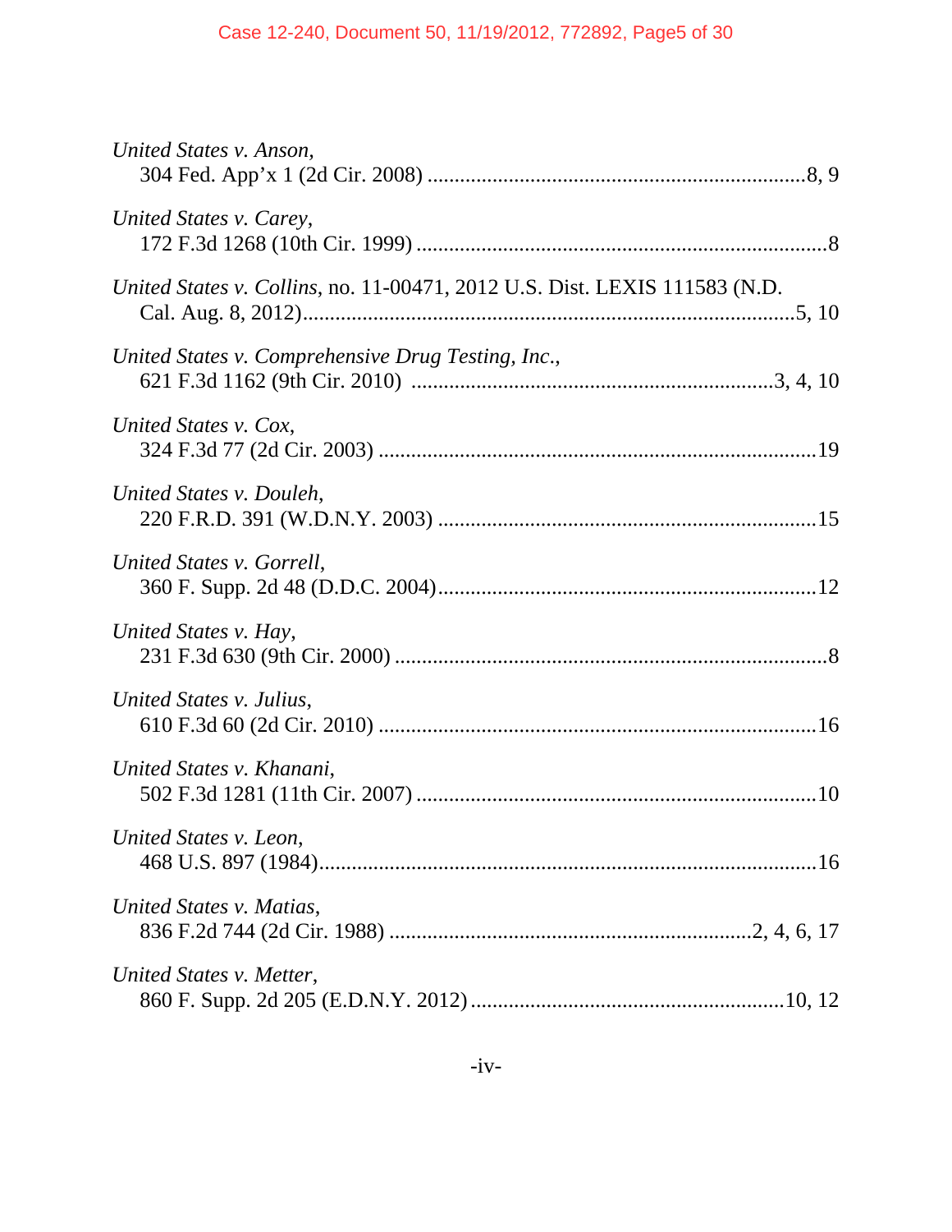*United States v. Anson*,
304 Fed. App'x 1 (2d Cir. 2008) ....................................................................8, 9

*United States v. Carey*,
172 F.3d 1268 (10th Cir. 1999) ..........................................................................8

*United States v. Collins*, no. 11-00471, 2012 U.S. Dist. LEXIS 111583 (N.D. Cal. Aug. 8, 2012)..........................................................................................5, 10

*United States v. Comprehensive Drug Testing, Inc.*,
621 F.3d 1162 (9th Cir. 2010) .................................................................3, 4, 10

*United States v. Cox*,
324 F.3d 77 (2d Cir. 2003) ................................................................................19

*United States v. Douleh*,
220 F.R.D. 391 (W.D.N.Y. 2003) .....................................................................15

*United States v. Gorrell*,
360 F. Supp. 2d 48 (D.D.C. 2004).....................................................................12

*United States v. Hay*,
231 F.3d 630 (9th Cir. 2000) ...............................................................................8

*United States v. Julius*,
610 F.3d 60 (2d Cir. 2010) ................................................................................16

*United States v. Khanani*,
502 F.3d 1281 (11th Cir. 2007) .........................................................................10

*United States v. Leon*,
468 U.S. 897 (1984)...........................................................................................16

*United States v. Matias*,
836 F.2d 744 (2d Cir. 1988) .................................................................2, 4, 6, 17

*United States v. Metter*,
860 F. Supp. 2d 205 (E.D.N.Y. 2012) .........................................................10, 12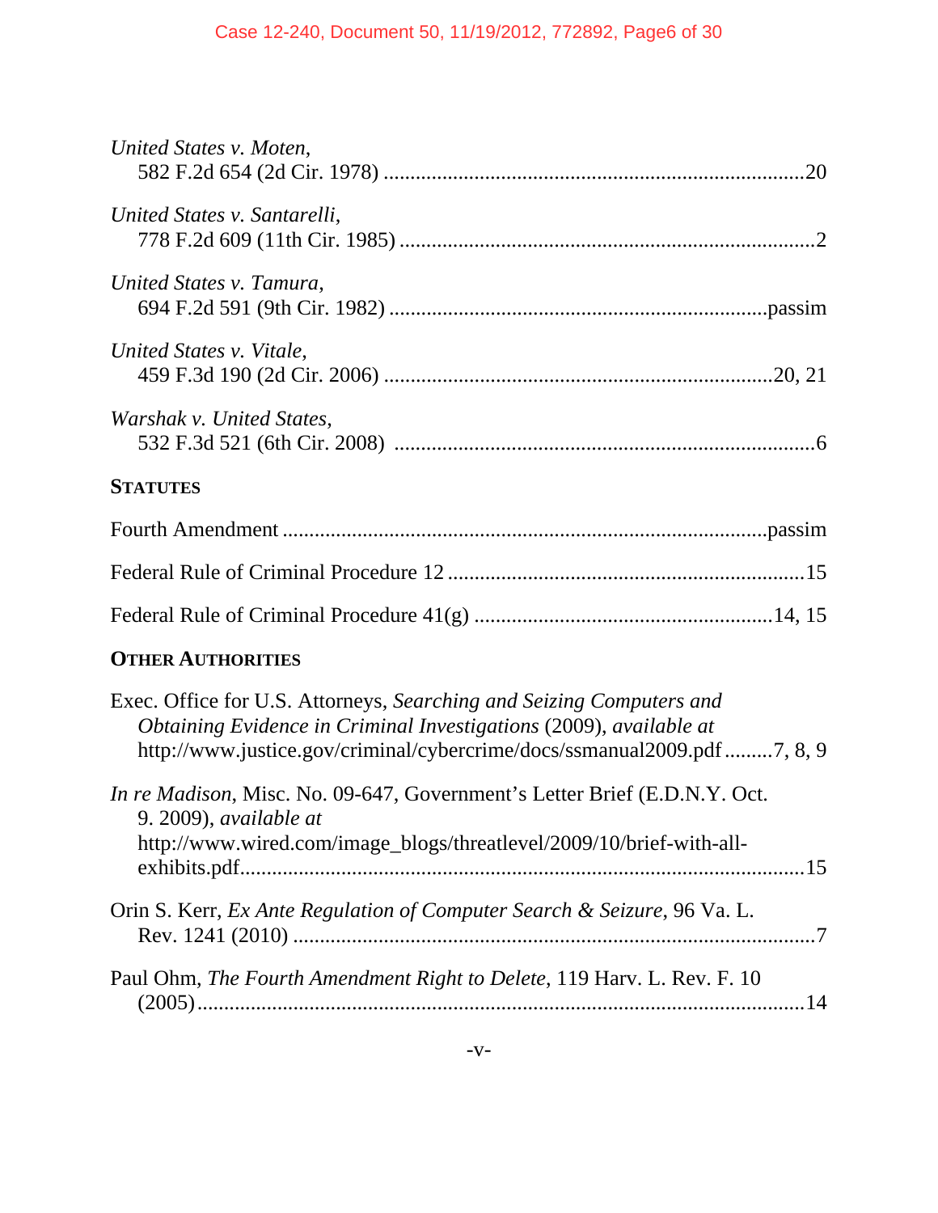*United States v. Moten*,
582 F.2d 654 (2d Cir. 1978) ..............................................................................20

*United States v. Santarelli*,
778 F.2d 609 (11th Cir. 1985) ..............................................................................2

*United States v. Tamura*,
694 F.2d 591 (9th Cir. 1982) .......................................................................passim

*United States v. Vitale*,
459 F.3d 190 (2d Cir. 2006) .........................................................................20, 21

*Warshak v. United States*,
532 F.3d 521 (6th Cir. 2008) ..............................................................................6

**STATUTES**

Fourth Amendment ..........................................................................................passim

Federal Rule of Criminal Procedure 12 ..................................................................15

Federal Rule of Criminal Procedure 41(g) .......................................................14, 15

**OTHER AUTHORITIES**

Exec. Office for U.S. Attorneys, *Searching and Seizing Computers and Obtaining Evidence in Criminal Investigations* (2009), *available at* http://www.justice.gov/criminal/cybercrime/docs/ssmanual2009.pdf .........7, 8, 9

*In re Madison*, Misc. No. 09-647, Government's Letter Brief (E.D.N.Y. Oct. 9. 2009), *available at* http://www.wired.com/image_blogs/threatlevel/2009/10/brief-with-all-exhibits.pdf..........................................................................................................15

Orin S. Kerr, *Ex Ante Regulation of Computer Search & Seizure*, 96 Va. L. Rev. 1241 (2010) ..................................................................................................7

Paul Ohm, *The Fourth Amendment Right to Delete*, 119 Harv. L. Rev. F. 10 (2005)...................................................................................................................14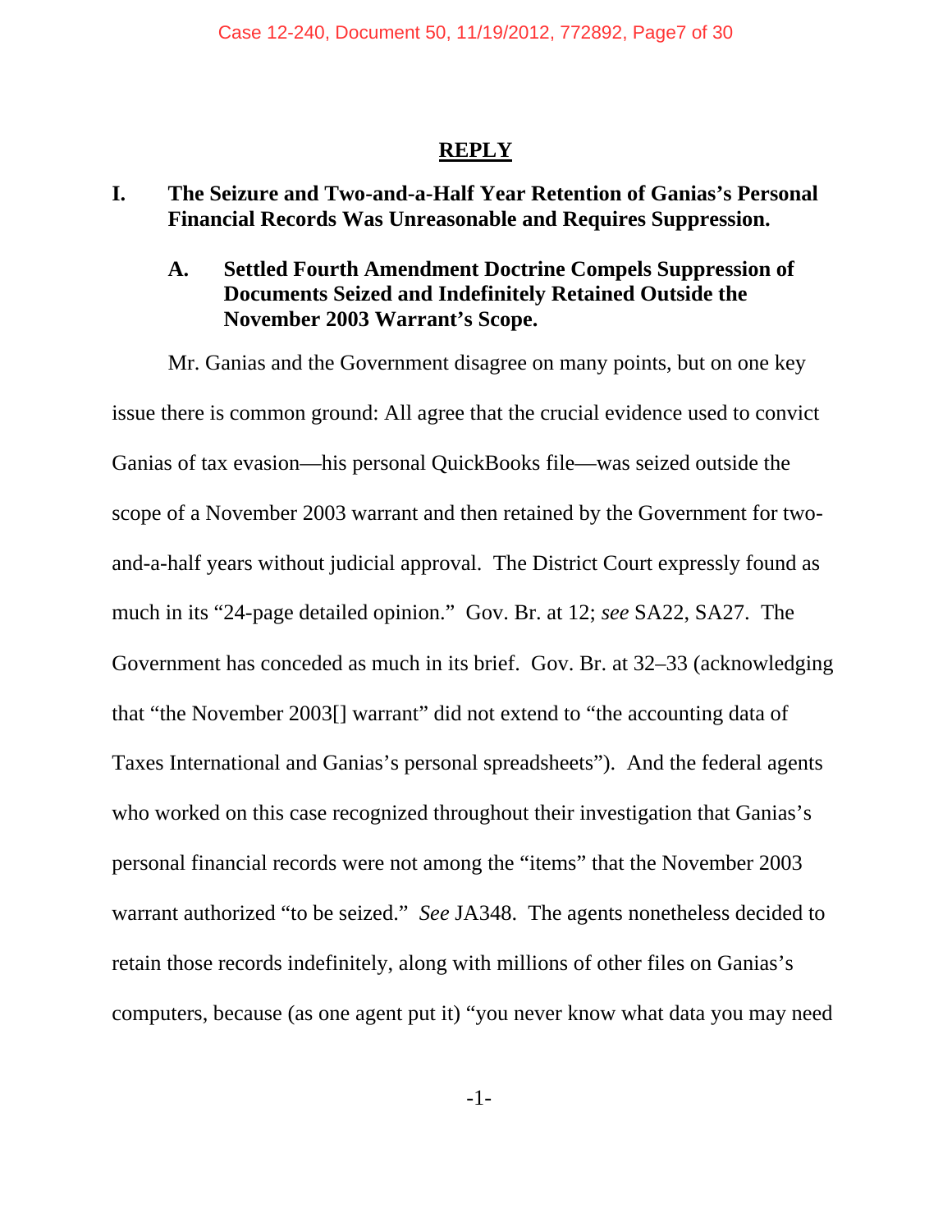## REPLY

### I. The Seizure and Two-and-a-Half Year Retention of Ganias's Personal Financial Records Was Unreasonable and Requires Suppression.

#### A. Settled Fourth Amendment Doctrine Compels Suppression of Documents Seized and Indefinitely Retained Outside the November 2003 Warrant's Scope.

Mr. Ganias and the Government disagree on many points, but on one key issue there is common ground: All agree that the crucial evidence used to convict Ganias of tax evasion—his personal QuickBooks file—was seized outside the scope of a November 2003 warrant and then retained by the Government for two-and-a-half years without judicial approval. The District Court expressly found as much in its "24-page detailed opinion." Gov. Br. at 12; *see* SA22, SA27. The Government has conceded as much in its brief. Gov. Br. at 32–33 (acknowledging that "the November 2003[] warrant" did not extend to "the accounting data of Taxes International and Ganias's personal spreadsheets"). And the federal agents who worked on this case recognized throughout their investigation that Ganias's personal financial records were not among the "items" that the November 2003 warrant authorized "to be seized." *See* JA348. The agents nonetheless decided to retain those records indefinitely, along with millions of other files on Ganias's computers, because (as one agent put it) "you never know what data you may need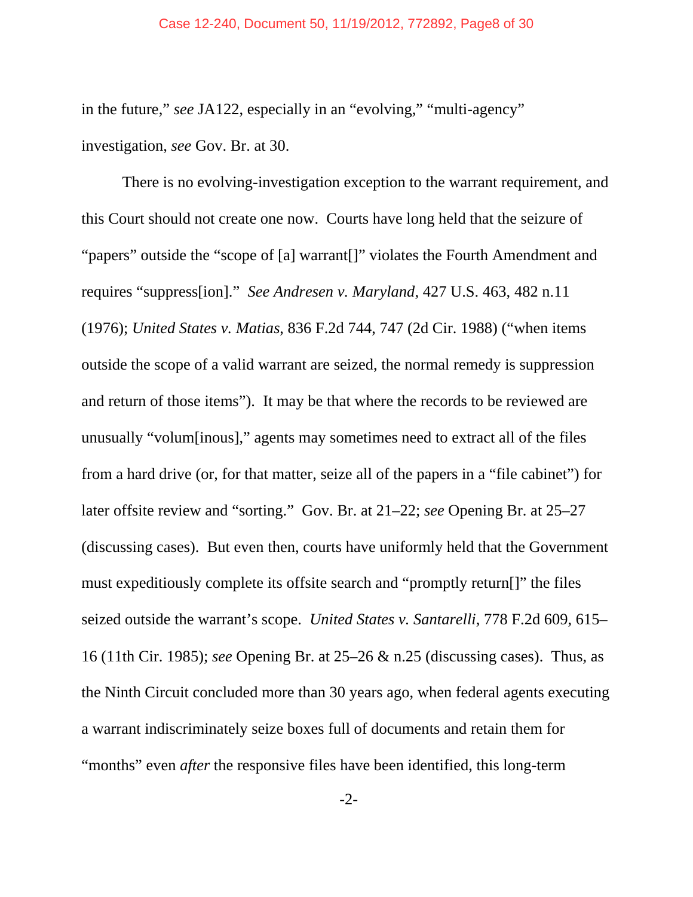in the future," *see* JA122, especially in an "evolving," "multi-agency" investigation, *see* Gov. Br. at 30.

There is no evolving-investigation exception to the warrant requirement, and this Court should not create one now. Courts have long held that the seizure of "papers" outside the "scope of [a] warrant[]" violates the Fourth Amendment and requires "suppress[ion]." *See Andresen v. Maryland*, 427 U.S. 463, 482 n.11 (1976); *United States v. Matias*, 836 F.2d 744, 747 (2d Cir. 1988) ("when items outside the scope of a valid warrant are seized, the normal remedy is suppression and return of those items"). It may be that where the records to be reviewed are unusually "volum[inous]," agents may sometimes need to extract all of the files from a hard drive (or, for that matter, seize all of the papers in a "file cabinet") for later offsite review and "sorting." Gov. Br. at 21–22; *see* Opening Br. at 25–27 (discussing cases). But even then, courts have uniformly held that the Government must expeditiously complete its offsite search and "promptly return[]" the files seized outside the warrant's scope. *United States v. Santarelli*, 778 F.2d 609, 615–16 (11th Cir. 1985); *see* Opening Br. at 25–26 & n.25 (discussing cases). Thus, as the Ninth Circuit concluded more than 30 years ago, when federal agents executing a warrant indiscriminately seize boxes full of documents and retain them for "months" even *after* the responsive files have been identified, this long-term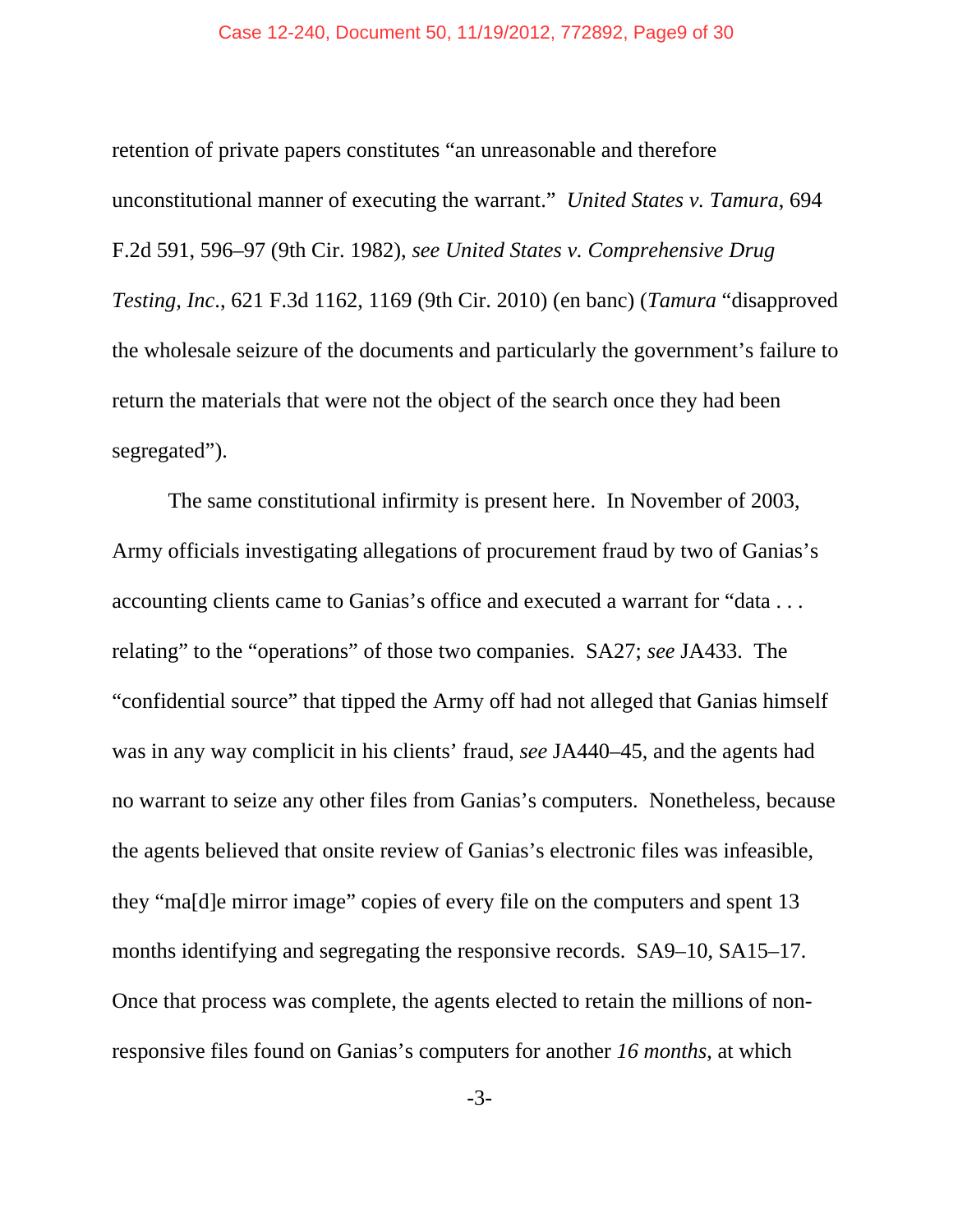retention of private papers constitutes "an unreasonable and therefore unconstitutional manner of executing the warrant." *United States v. Tamura*, 694 F.2d 591, 596–97 (9th Cir. 1982), *see United States v. Comprehensive Drug Testing, Inc*., 621 F.3d 1162, 1169 (9th Cir. 2010) (en banc) (*Tamura* "disapproved the wholesale seizure of the documents and particularly the government's failure to return the materials that were not the object of the search once they had been segregated").

The same constitutional infirmity is present here. In November of 2003, Army officials investigating allegations of procurement fraud by two of Ganias's accounting clients came to Ganias's office and executed a warrant for "data . . . relating" to the "operations" of those two companies. SA27; *see* JA433. The "confidential source" that tipped the Army off had not alleged that Ganias himself was in any way complicit in his clients' fraud, *see* JA440–45, and the agents had no warrant to seize any other files from Ganias's computers. Nonetheless, because the agents believed that onsite review of Ganias's electronic files was infeasible, they "ma[d]e mirror image" copies of every file on the computers and spent 13 months identifying and segregating the responsive records. SA9–10, SA15–17. Once that process was complete, the agents elected to retain the millions of non-responsive files found on Ganias's computers for another *16 months,* at which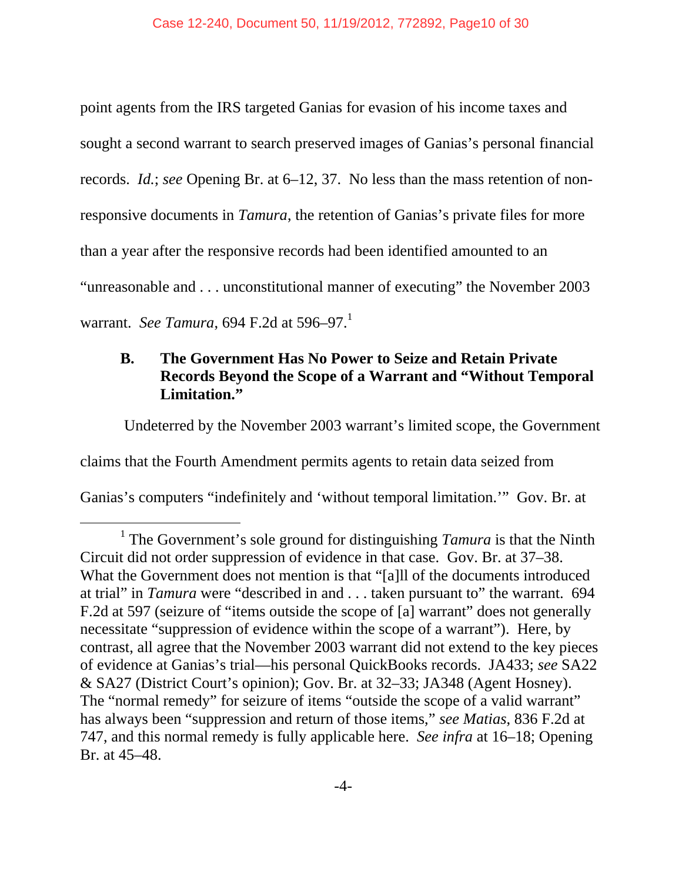point agents from the IRS targeted Ganias for evasion of his income taxes and sought a second warrant to search preserved images of Ganias's personal financial records. *Id.*; *see* Opening Br. at 6–12, 37. No less than the mass retention of non-responsive documents in *Tamura*, the retention of Ganias's private files for more than a year after the responsive records had been identified amounted to an "unreasonable and . . . unconstitutional manner of executing" the November 2003 warrant. *See Tamura*, 694 F.2d at 596–97.[1]

### B. The Government Has No Power to Seize and Retain Private Records Beyond the Scope of a Warrant and "Without Temporal Limitation."

Undeterred by the November 2003 warrant's limited scope, the Government claims that the Fourth Amendment permits agents to retain data seized from Ganias's computers "indefinitely and 'without temporal limitation.'" Gov. Br. at

---

[1] The Government's sole ground for distinguishing *Tamura* is that the Ninth Circuit did not order suppression of evidence in that case. Gov. Br. at 37–38. What the Government does not mention is that "[a]ll of the documents introduced at trial" in *Tamura* were "described in and . . . taken pursuant to" the warrant. 694 F.2d at 597 (seizure of "items outside the scope of [a] warrant" does not generally necessitate "suppression of evidence within the scope of a warrant"). Here, by contrast, all agree that the November 2003 warrant did not extend to the key pieces of evidence at Ganias's trial—his personal QuickBooks records. JA433; *see* SA22 & SA27 (District Court's opinion); Gov. Br. at 32–33; JA348 (Agent Hosney). The "normal remedy" for seizure of items "outside the scope of a valid warrant" has always been "suppression and return of those items," *see Matias*, 836 F.2d at 747, and this normal remedy is fully applicable here. *See infra* at 16–18; Opening Br. at 45–48.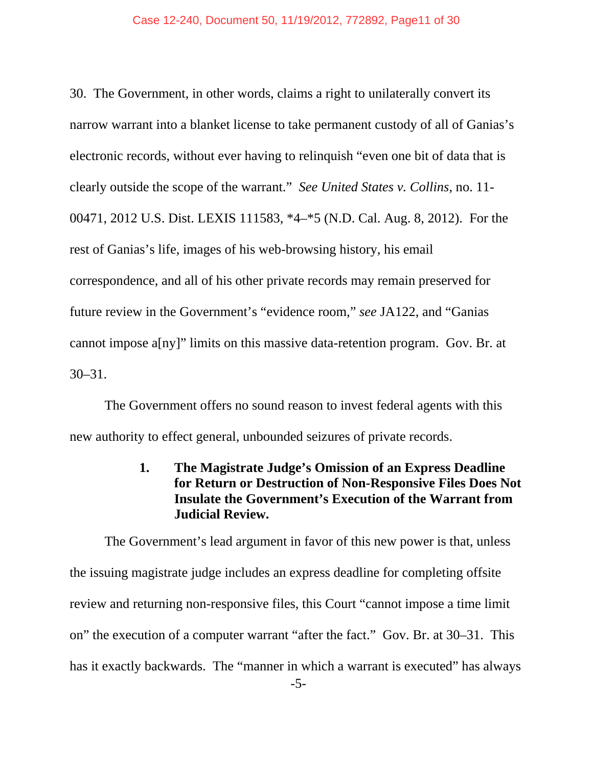30. The Government, in other words, claims a right to unilaterally convert its narrow warrant into a blanket license to take permanent custody of all of Ganias's electronic records, without ever having to relinquish "even one bit of data that is clearly outside the scope of the warrant." *See United States v. Collins*, no. 11-00471, 2012 U.S. Dist. LEXIS 111583, *4–*5 (N.D. Cal. Aug. 8, 2012). For the rest of Ganias's life, images of his web-browsing history, his email correspondence, and all of his other private records may remain preserved for future review in the Government's "evidence room," *see* JA122, and "Ganias cannot impose a[ny]" limits on this massive data-retention program. Gov. Br. at 30–31.

The Government offers no sound reason to invest federal agents with this new authority to effect general, unbounded seizures of private records.

### 1. The Magistrate Judge's Omission of an Express Deadline for Return or Destruction of Non-Responsive Files Does Not Insulate the Government's Execution of the Warrant from Judicial Review.

The Government's lead argument in favor of this new power is that, unless the issuing magistrate judge includes an express deadline for completing offsite review and returning non-responsive files, this Court "cannot impose a time limit on" the execution of a computer warrant "after the fact." Gov. Br. at 30–31. This has it exactly backwards. The "manner in which a warrant is executed" has always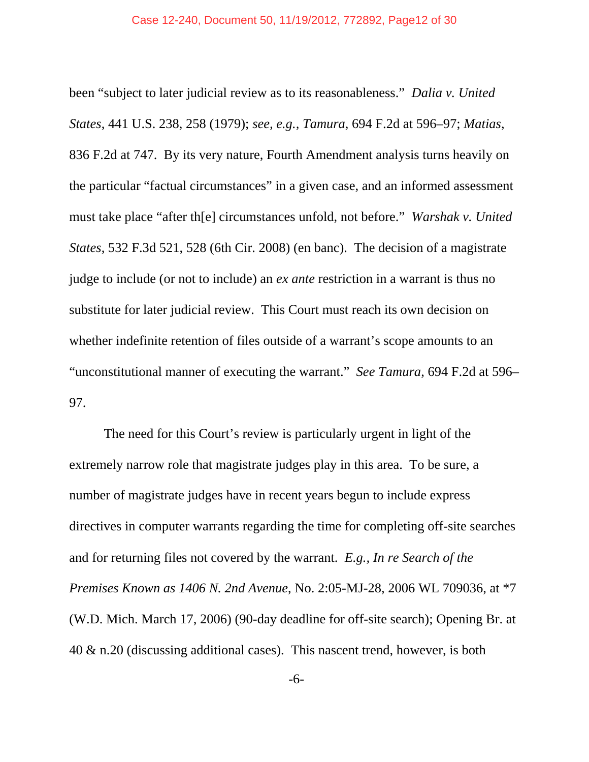been "subject to later judicial review as to its reasonableness." *Dalia v. United States*, 441 U.S. 238, 258 (1979); *see, e.g., Tamura*, 694 F.2d at 596–97; *Matias*, 836 F.2d at 747. By its very nature, Fourth Amendment analysis turns heavily on the particular "factual circumstances" in a given case, and an informed assessment must take place "after th[e] circumstances unfold, not before." *Warshak v. United States*, 532 F.3d 521, 528 (6th Cir. 2008) (en banc). The decision of a magistrate judge to include (or not to include) an *ex ante* restriction in a warrant is thus no substitute for later judicial review. This Court must reach its own decision on whether indefinite retention of files outside of a warrant's scope amounts to an "unconstitutional manner of executing the warrant." *See Tamura*, 694 F.2d at 596–97.

The need for this Court's review is particularly urgent in light of the extremely narrow role that magistrate judges play in this area. To be sure, a number of magistrate judges have in recent years begun to include express directives in computer warrants regarding the time for completing off-site searches and for returning files not covered by the warrant. *E.g., In re Search of the Premises Known as 1406 N. 2nd Avenue*, No. 2:05-MJ-28, 2006 WL 709036, at *7 (W.D. Mich. March 17, 2006) (90-day deadline for off-site search); Opening Br. at 40 & n.20 (discussing additional cases). This nascent trend, however, is both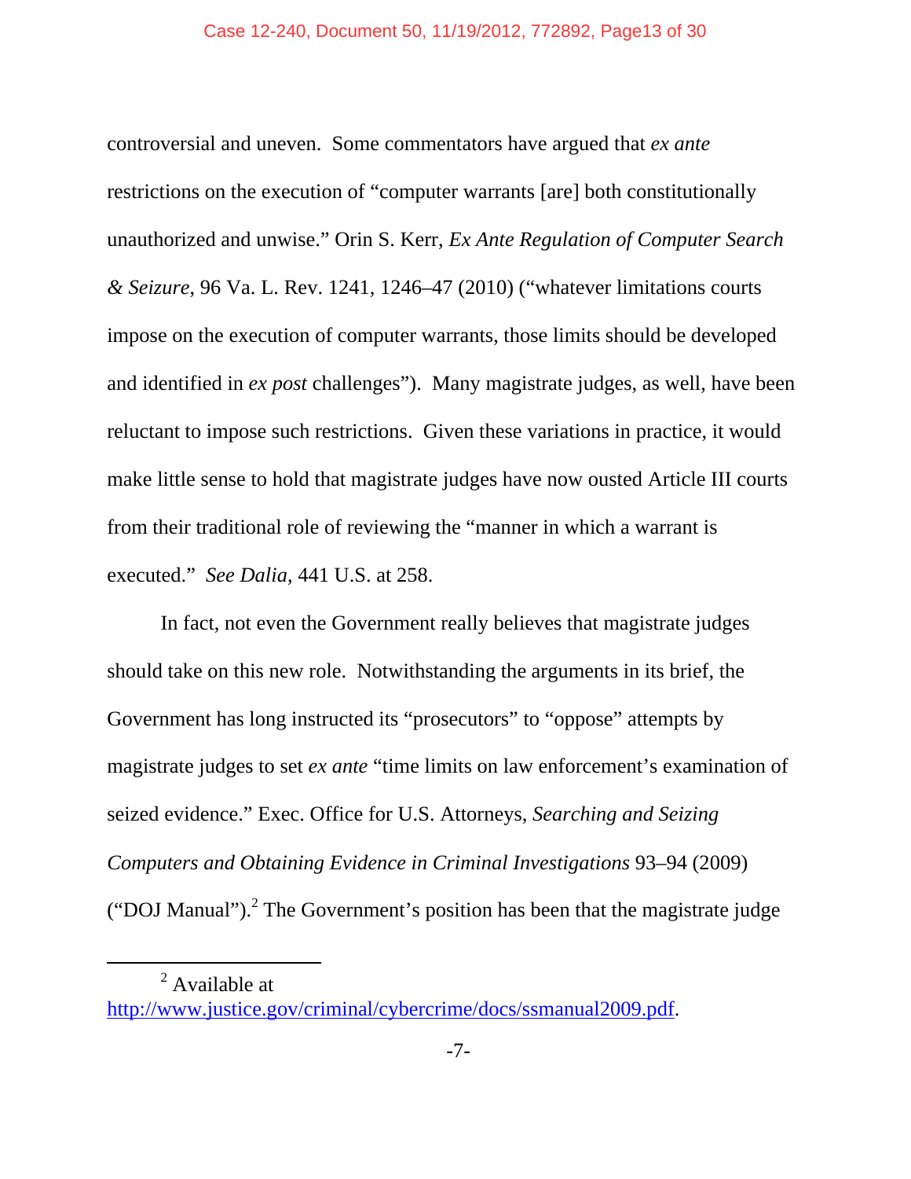controversial and uneven. Some commentators have argued that *ex ante* restrictions on the execution of "computer warrants [are] both constitutionally unauthorized and unwise." Orin S. Kerr, *Ex Ante Regulation of Computer Search & Seizure*, 96 Va. L. Rev. 1241, 1246–47 (2010) ("whatever limitations courts impose on the execution of computer warrants, those limits should be developed and identified in *ex post* challenges"). Many magistrate judges, as well, have been reluctant to impose such restrictions. Given these variations in practice, it would make little sense to hold that magistrate judges have now ousted Article III courts from their traditional role of reviewing the "manner in which a warrant is executed." *See Dalia*, 441 U.S. at 258.

In fact, not even the Government really believes that magistrate judges should take on this new role. Notwithstanding the arguments in its brief, the Government has long instructed its "prosecutors" to "oppose" attempts by magistrate judges to set *ex ante* "time limits on law enforcement's examination of seized evidence." Exec. Office for U.S. Attorneys, *Searching and Seizing Computers and Obtaining Evidence in Criminal Investigations* 93–94 (2009) ("DOJ Manual").[2] The Government's position has been that the magistrate judge

---

[2] Available at http://www.justice.gov/criminal/cybercrime/docs/ssmanual2009.pdf.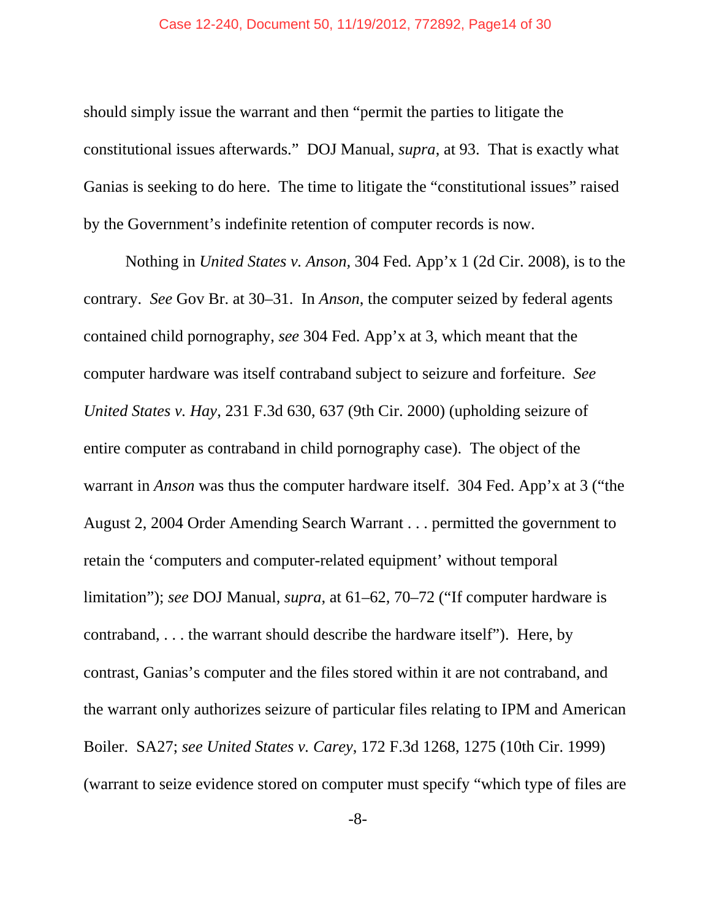should simply issue the warrant and then "permit the parties to litigate the constitutional issues afterwards." DOJ Manual, *supra*, at 93. That is exactly what Ganias is seeking to do here. The time to litigate the "constitutional issues" raised by the Government's indefinite retention of computer records is now.

Nothing in *United States v. Anson*, 304 Fed. App'x 1 (2d Cir. 2008), is to the contrary. *See* Gov Br. at 30–31. In *Anson*, the computer seized by federal agents contained child pornography, *see* 304 Fed. App'x at 3, which meant that the computer hardware was itself contraband subject to seizure and forfeiture. *See United States v. Hay*, 231 F.3d 630, 637 (9th Cir. 2000) (upholding seizure of entire computer as contraband in child pornography case). The object of the warrant in *Anson* was thus the computer hardware itself. 304 Fed. App'x at 3 ("the August 2, 2004 Order Amending Search Warrant . . . permitted the government to retain the 'computers and computer-related equipment' without temporal limitation"); *see* DOJ Manual, *supra*, at 61–62, 70–72 ("If computer hardware is contraband, . . . the warrant should describe the hardware itself"). Here, by contrast, Ganias's computer and the files stored within it are not contraband, and the warrant only authorizes seizure of particular files relating to IPM and American Boiler. SA27; *see United States v. Carey*, 172 F.3d 1268, 1275 (10th Cir. 1999) (warrant to seize evidence stored on computer must specify "which type of files are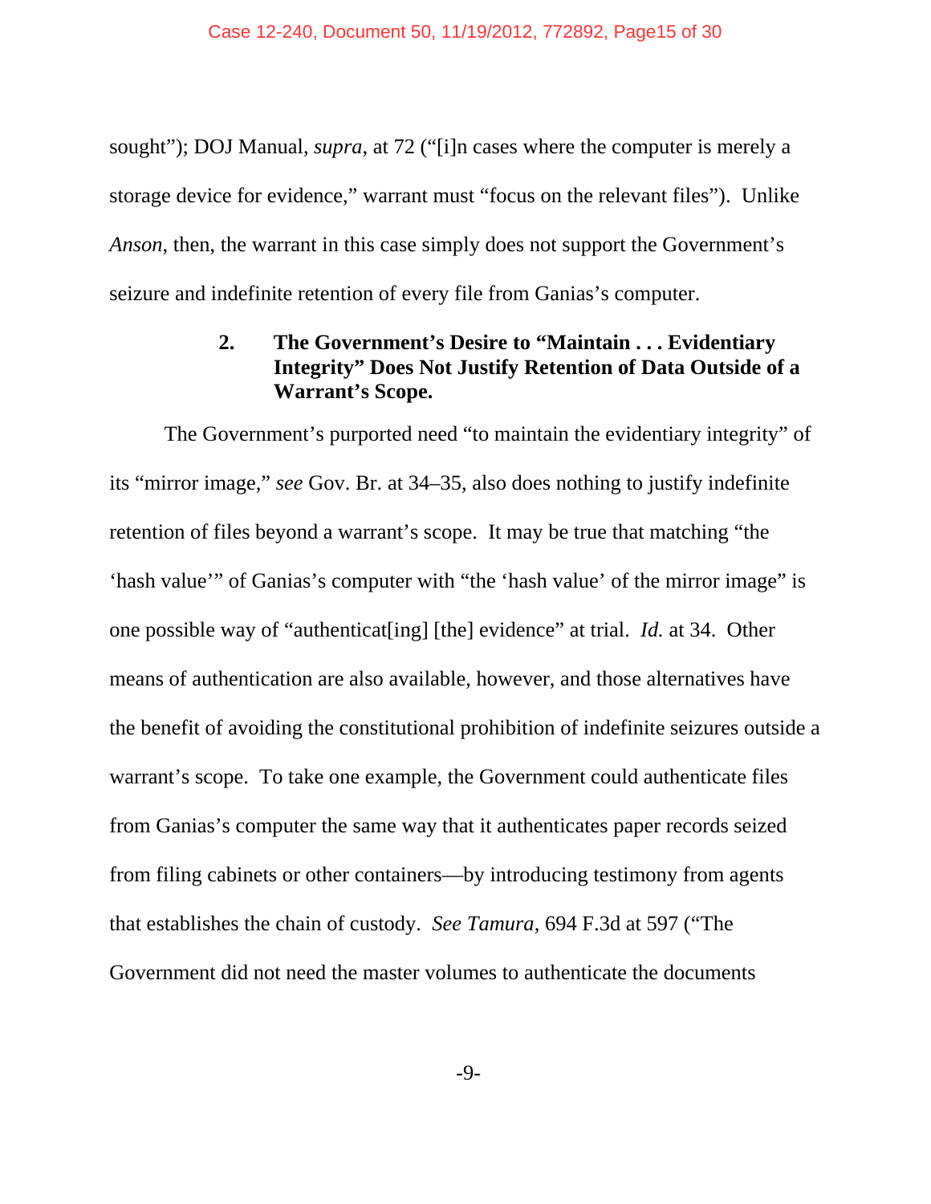sought"); DOJ Manual, *supra*, at 72 ("[i]n cases where the computer is merely a storage device for evidence," warrant must "focus on the relevant files"). Unlike *Anson*, then, the warrant in this case simply does not support the Government's seizure and indefinite retention of every file from Ganias's computer.

### 2. The Government's Desire to "Maintain . . . Evidentiary Integrity" Does Not Justify Retention of Data Outside of a Warrant's Scope.

The Government's purported need "to maintain the evidentiary integrity" of its "mirror image," *see* Gov. Br. at 34–35, also does nothing to justify indefinite retention of files beyond a warrant's scope. It may be true that matching "the 'hash value'" of Ganias's computer with "the 'hash value' of the mirror image" is one possible way of "authenticat[ing] [the] evidence" at trial. *Id.* at 34. Other means of authentication are also available, however, and those alternatives have the benefit of avoiding the constitutional prohibition of indefinite seizures outside a warrant's scope. To take one example, the Government could authenticate files from Ganias's computer the same way that it authenticates paper records seized from filing cabinets or other containers—by introducing testimony from agents that establishes the chain of custody. *See Tamura*, 694 F.3d at 597 ("The Government did not need the master volumes to authenticate the documents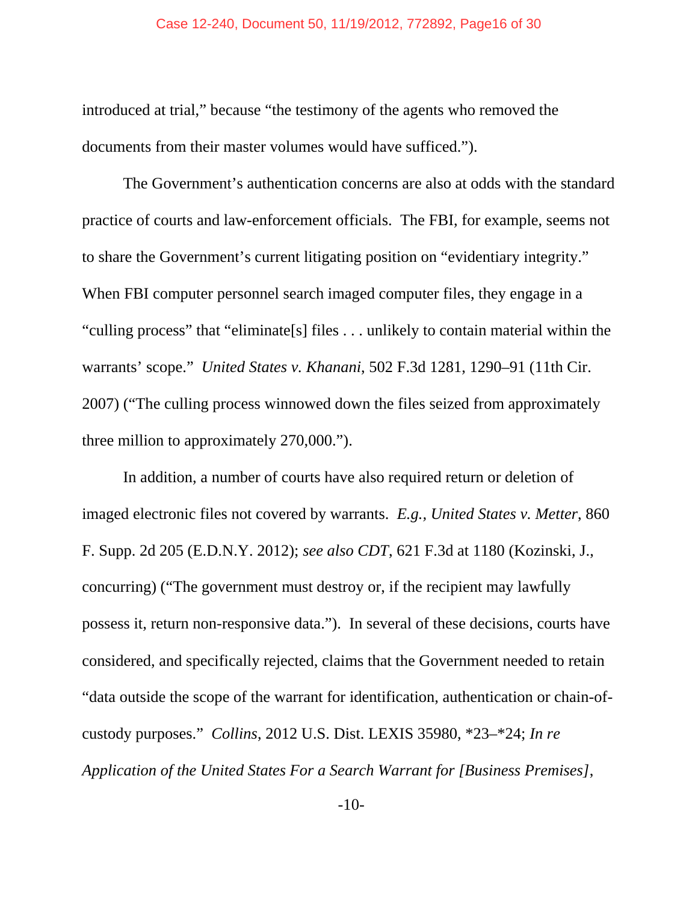introduced at trial," because "the testimony of the agents who removed the documents from their master volumes would have sufficed.").

The Government's authentication concerns are also at odds with the standard practice of courts and law-enforcement officials. The FBI, for example, seems not to share the Government's current litigating position on "evidentiary integrity." When FBI computer personnel search imaged computer files, they engage in a "culling process" that "eliminate[s] files . . . unlikely to contain material within the warrants' scope." *United States v. Khanani*, 502 F.3d 1281, 1290–91 (11th Cir. 2007) ("The culling process winnowed down the files seized from approximately three million to approximately 270,000.").

In addition, a number of courts have also required return or deletion of imaged electronic files not covered by warrants. *E.g., United States v. Metter*, 860 F. Supp. 2d 205 (E.D.N.Y. 2012); *see also CDT*, 621 F.3d at 1180 (Kozinski, J., concurring) ("The government must destroy or, if the recipient may lawfully possess it, return non-responsive data."). In several of these decisions, courts have considered, and specifically rejected, claims that the Government needed to retain "data outside the scope of the warrant for identification, authentication or chain-of-custody purposes." *Collins*, 2012 U.S. Dist. LEXIS 35980, *23–*24; *In re Application of the United States For a Search Warrant for [Business Premises]*,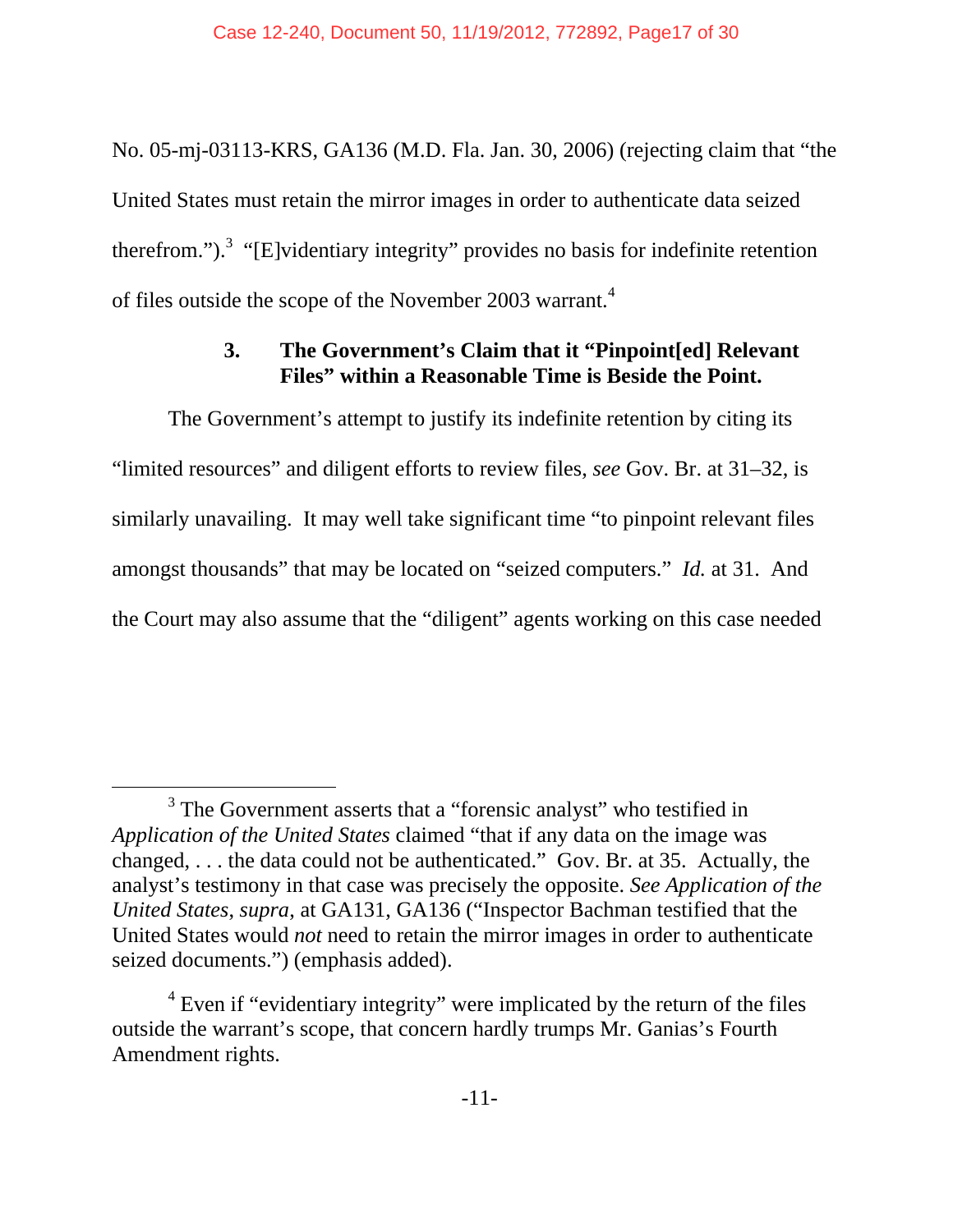No. 05-mj-03113-KRS, GA136 (M.D. Fla. Jan. 30, 2006) (rejecting claim that "the United States must retain the mirror images in order to authenticate data seized therefrom.").[3] "[E]videntiary integrity" provides no basis for indefinite retention of files outside the scope of the November 2003 warrant.[4]

### 3. The Government's Claim that it "Pinpoint[ed] Relevant Files" within a Reasonable Time is Beside the Point.

The Government's attempt to justify its indefinite retention by citing its "limited resources" and diligent efforts to review files, *see* Gov. Br. at 31–32, is similarly unavailing. It may well take significant time "to pinpoint relevant files amongst thousands" that may be located on "seized computers." *Id.* at 31. And the Court may also assume that the "diligent" agents working on this case needed

---

[3] The Government asserts that a "forensic analyst" who testified in *Application of the United States* claimed "that if any data on the image was changed, . . . the data could not be authenticated." Gov. Br. at 35. Actually, the analyst's testimony in that case was precisely the opposite. *See Application of the United States*, *supra*, at GA131, GA136 ("Inspector Bachman testified that the United States would *not* need to retain the mirror images in order to authenticate seized documents.") (emphasis added).

[4] Even if "evidentiary integrity" were implicated by the return of the files outside the warrant's scope, that concern hardly trumps Mr. Ganias's Fourth Amendment rights.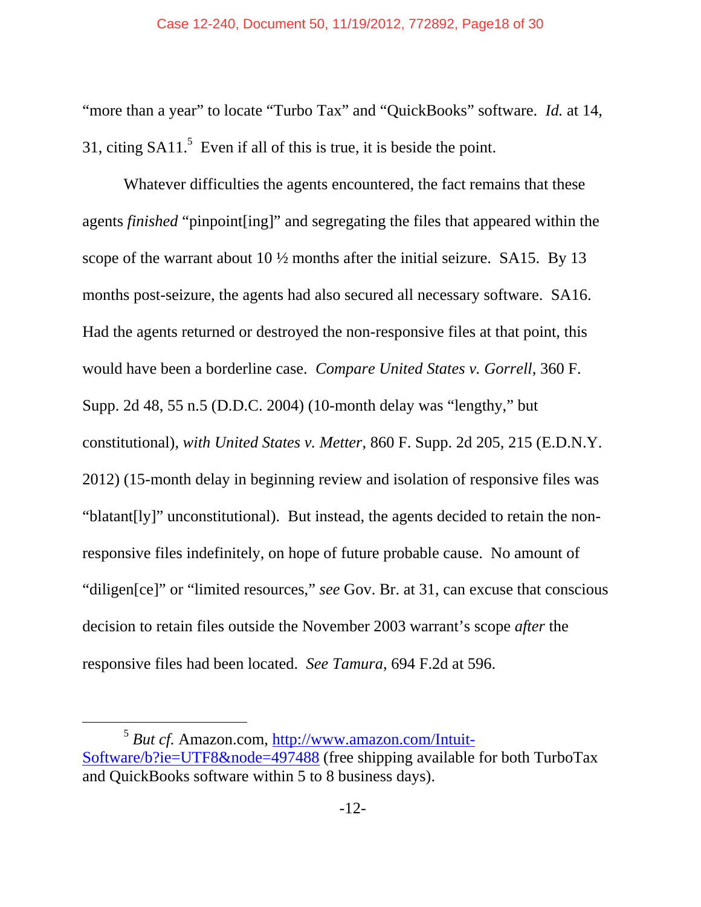"more than a year" to locate "Turbo Tax" and "QuickBooks" software. *Id.* at 14, 31, citing SA11.[5] Even if all of this is true, it is beside the point.

Whatever difficulties the agents encountered, the fact remains that these agents *finished* "pinpoint[ing]" and segregating the files that appeared within the scope of the warrant about 10 ½ months after the initial seizure. SA15. By 13 months post-seizure, the agents had also secured all necessary software. SA16. Had the agents returned or destroyed the non-responsive files at that point, this would have been a borderline case. *Compare United States v. Gorrell*, 360 F. Supp. 2d 48, 55 n.5 (D.D.C. 2004) (10-month delay was "lengthy," but constitutional), *with United States v. Metter*, 860 F. Supp. 2d 205, 215 (E.D.N.Y. 2012) (15-month delay in beginning review and isolation of responsive files was "blatant[ly]" unconstitutional). But instead, the agents decided to retain the non-responsive files indefinitely, on hope of future probable cause. No amount of "diligen[ce]" or "limited resources," *see* Gov. Br. at 31, can excuse that conscious decision to retain files outside the November 2003 warrant's scope *after* the responsive files had been located. *See Tamura*, 694 F.2d at 596.

---

[5] *But cf.* Amazon.com, http://www.amazon.com/Intuit-Software/b?ie=UTF8&node=497488 (free shipping available for both TurboTax and QuickBooks software within 5 to 8 business days).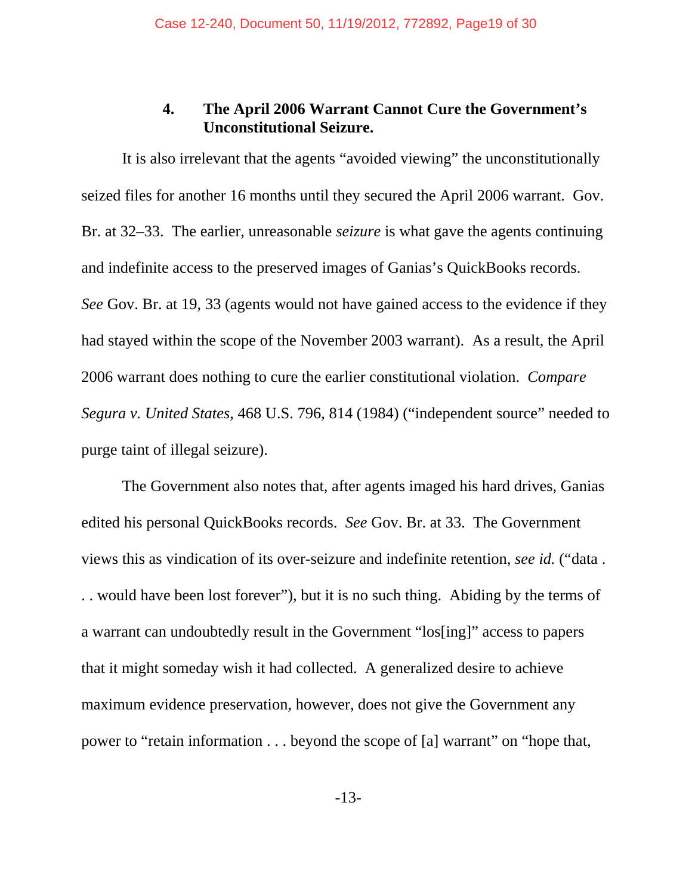### 4. The April 2006 Warrant Cannot Cure the Government's Unconstitutional Seizure.

It is also irrelevant that the agents "avoided viewing" the unconstitutionally seized files for another 16 months until they secured the April 2006 warrant. Gov. Br. at 32–33. The earlier, unreasonable *seizure* is what gave the agents continuing and indefinite access to the preserved images of Ganias's QuickBooks records. *See* Gov. Br. at 19, 33 (agents would not have gained access to the evidence if they had stayed within the scope of the November 2003 warrant). As a result, the April 2006 warrant does nothing to cure the earlier constitutional violation. *Compare Segura v. United States*, 468 U.S. 796, 814 (1984) ("independent source" needed to purge taint of illegal seizure).

The Government also notes that, after agents imaged his hard drives, Ganias edited his personal QuickBooks records. *See* Gov. Br. at 33. The Government views this as vindication of its over-seizure and indefinite retention, *see id.* ("data . . . would have been lost forever"), but it is no such thing. Abiding by the terms of a warrant can undoubtedly result in the Government "los[ing]" access to papers that it might someday wish it had collected. A generalized desire to achieve maximum evidence preservation, however, does not give the Government any power to "retain information . . . beyond the scope of [a] warrant" on "hope that,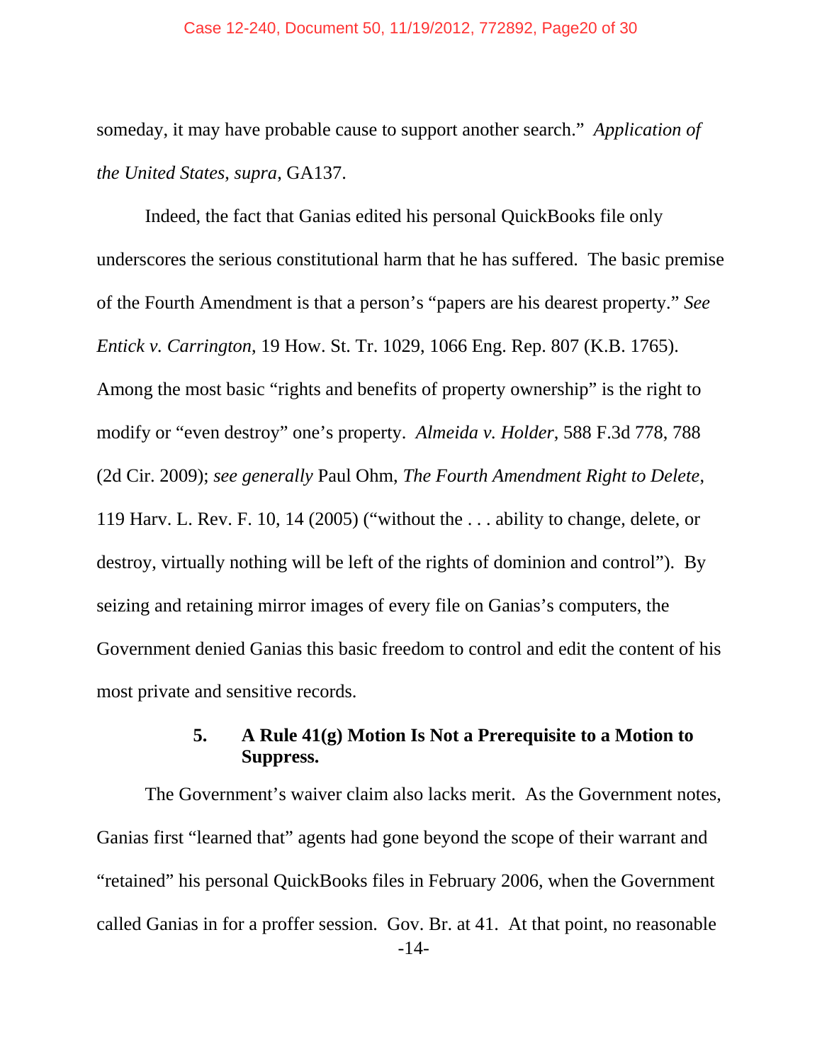someday, it may have probable cause to support another search." *Application of the United States*, *supra*, GA137.

Indeed, the fact that Ganias edited his personal QuickBooks file only underscores the serious constitutional harm that he has suffered. The basic premise of the Fourth Amendment is that a person's "papers are his dearest property." *See Entick v. Carrington*, 19 How. St. Tr. 1029, 1066 Eng. Rep. 807 (K.B. 1765). Among the most basic "rights and benefits of property ownership" is the right to modify or "even destroy" one's property. *Almeida v. Holder*, 588 F.3d 778, 788 (2d Cir. 2009); *see generally* Paul Ohm, *The Fourth Amendment Right to Delete*, 119 Harv. L. Rev. F. 10, 14 (2005) ("without the . . . ability to change, delete, or destroy, virtually nothing will be left of the rights of dominion and control"). By seizing and retaining mirror images of every file on Ganias's computers, the Government denied Ganias this basic freedom to control and edit the content of his most private and sensitive records.

### 5. A Rule 41(g) Motion Is Not a Prerequisite to a Motion to Suppress.

The Government's waiver claim also lacks merit. As the Government notes, Ganias first "learned that" agents had gone beyond the scope of their warrant and "retained" his personal QuickBooks files in February 2006, when the Government called Ganias in for a proffer session. Gov. Br. at 41. At that point, no reasonable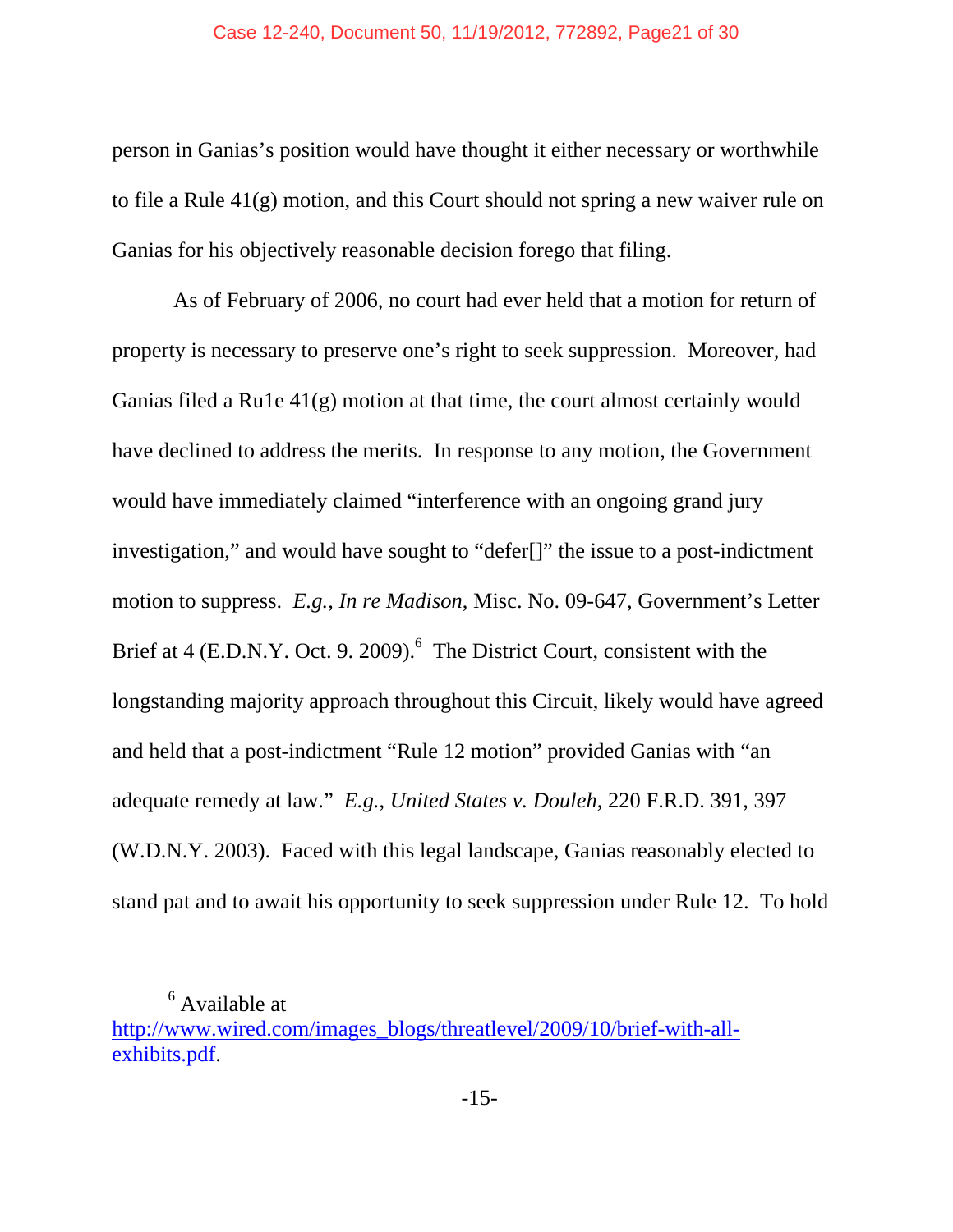person in Ganias's position would have thought it either necessary or worthwhile to file a Rule 41(g) motion, and this Court should not spring a new waiver rule on Ganias for his objectively reasonable decision forego that filing.

As of February of 2006, no court had ever held that a motion for return of property is necessary to preserve one's right to seek suppression. Moreover, had Ganias filed a Ru1e 41(g) motion at that time, the court almost certainly would have declined to address the merits. In response to any motion, the Government would have immediately claimed "interference with an ongoing grand jury investigation," and would have sought to "defer[]" the issue to a post-indictment motion to suppress. *E.g., In re Madison*, Misc. No. 09-647, Government's Letter Brief at 4 (E.D.N.Y. Oct. 9. 2009).[6] The District Court, consistent with the longstanding majority approach throughout this Circuit, likely would have agreed and held that a post-indictment "Rule 12 motion" provided Ganias with "an adequate remedy at law." *E.g.*, *United States v. Douleh*, 220 F.R.D. 391, 397 (W.D.N.Y. 2003). Faced with this legal landscape, Ganias reasonably elected to stand pat and to await his opportunity to seek suppression under Rule 12. To hold

---

[6] Available at http://www.wired.com/images_blogs/threatlevel/2009/10/brief-with-all-exhibits.pdf.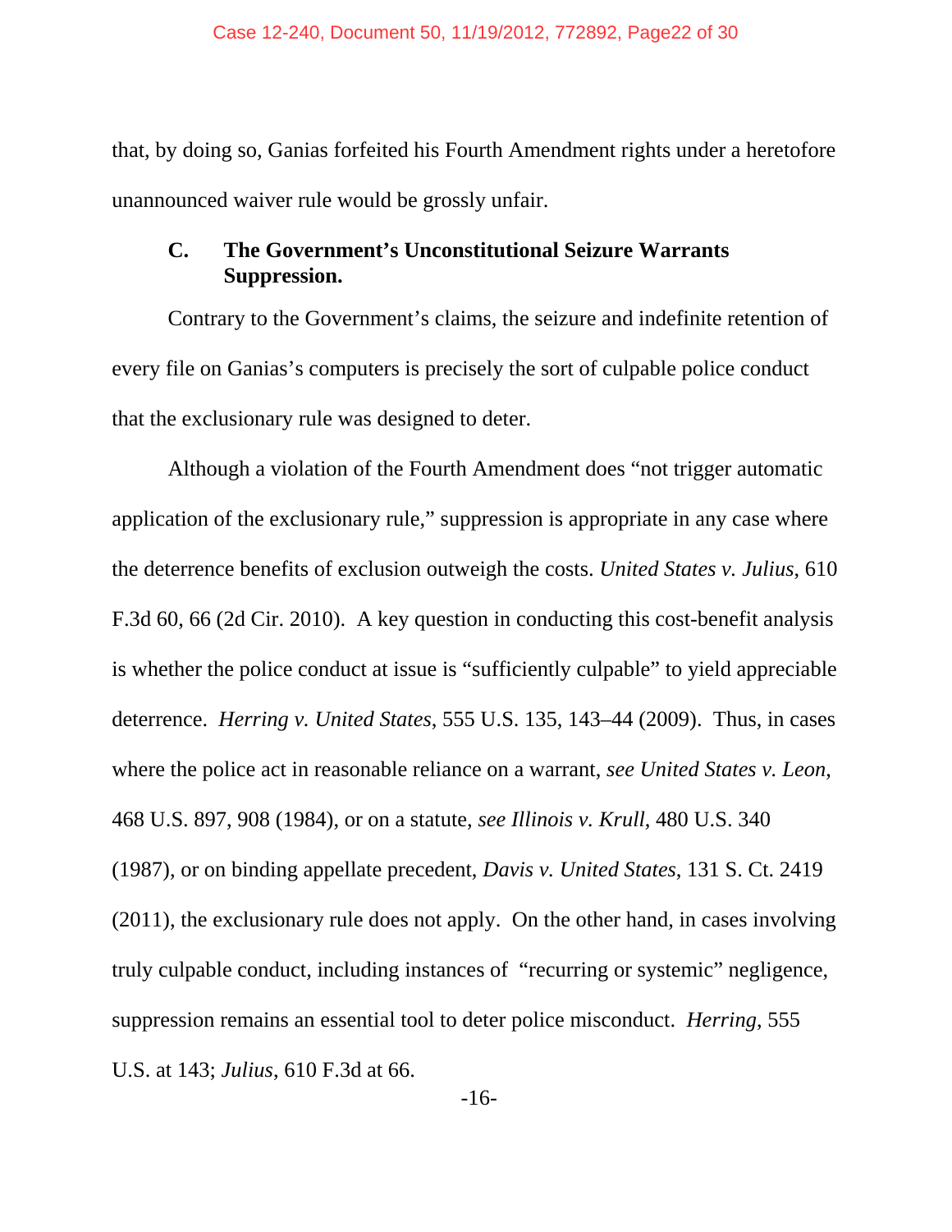that, by doing so, Ganias forfeited his Fourth Amendment rights under a heretofore unannounced waiver rule would be grossly unfair.

### C. The Government's Unconstitutional Seizure Warrants Suppression.

Contrary to the Government's claims, the seizure and indefinite retention of every file on Ganias's computers is precisely the sort of culpable police conduct that the exclusionary rule was designed to deter.

Although a violation of the Fourth Amendment does "not trigger automatic application of the exclusionary rule," suppression is appropriate in any case where the deterrence benefits of exclusion outweigh the costs. *United States v. Julius*, 610 F.3d 60, 66 (2d Cir. 2010). A key question in conducting this cost-benefit analysis is whether the police conduct at issue is "sufficiently culpable" to yield appreciable deterrence. *Herring v. United States*, 555 U.S. 135, 143–44 (2009). Thus, in cases where the police act in reasonable reliance on a warrant, *see United States v. Leon*, 468 U.S. 897, 908 (1984), or on a statute, *see Illinois v. Krull*, 480 U.S. 340 (1987), or on binding appellate precedent, *Davis v. United States*, 131 S. Ct. 2419 (2011), the exclusionary rule does not apply. On the other hand, in cases involving truly culpable conduct, including instances of "recurring or systemic" negligence, suppression remains an essential tool to deter police misconduct. *Herring*, 555 U.S. at 143; *Julius*, 610 F.3d at 66.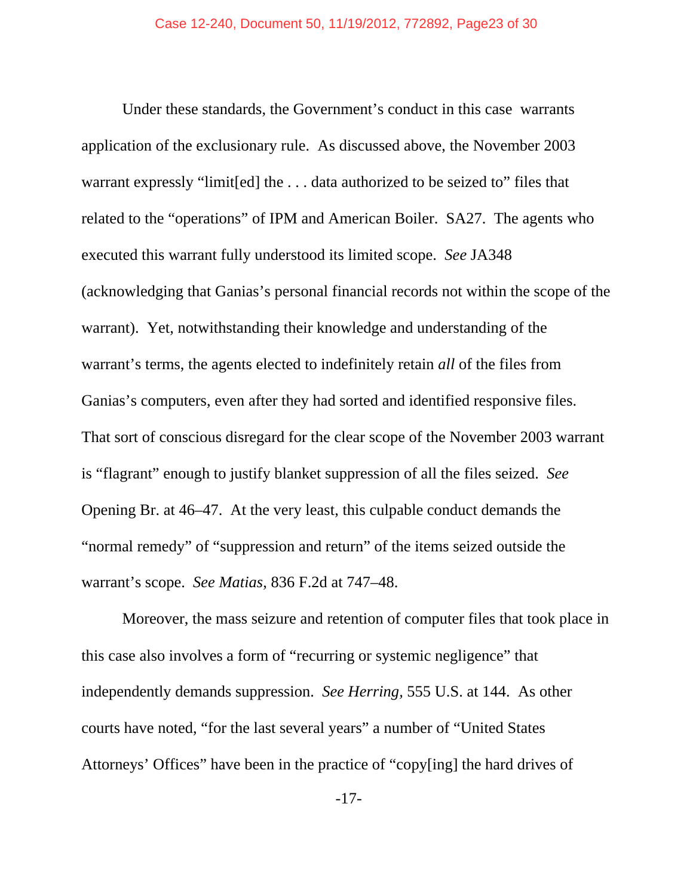Under these standards, the Government's conduct in this case warrants application of the exclusionary rule. As discussed above, the November 2003 warrant expressly "limit[ed] the . . . data authorized to be seized to" files that related to the "operations" of IPM and American Boiler. SA27. The agents who executed this warrant fully understood its limited scope. *See* JA348 (acknowledging that Ganias's personal financial records not within the scope of the warrant). Yet, notwithstanding their knowledge and understanding of the warrant's terms, the agents elected to indefinitely retain *all* of the files from Ganias's computers, even after they had sorted and identified responsive files. That sort of conscious disregard for the clear scope of the November 2003 warrant is "flagrant" enough to justify blanket suppression of all the files seized. *See* Opening Br. at 46–47. At the very least, this culpable conduct demands the "normal remedy" of "suppression and return" of the items seized outside the warrant's scope. *See Matias*, 836 F.2d at 747–48.

Moreover, the mass seizure and retention of computer files that took place in this case also involves a form of "recurring or systemic negligence" that independently demands suppression. *See Herring*, 555 U.S. at 144. As other courts have noted, "for the last several years" a number of "United States Attorneys' Offices" have been in the practice of "copy[ing] the hard drives of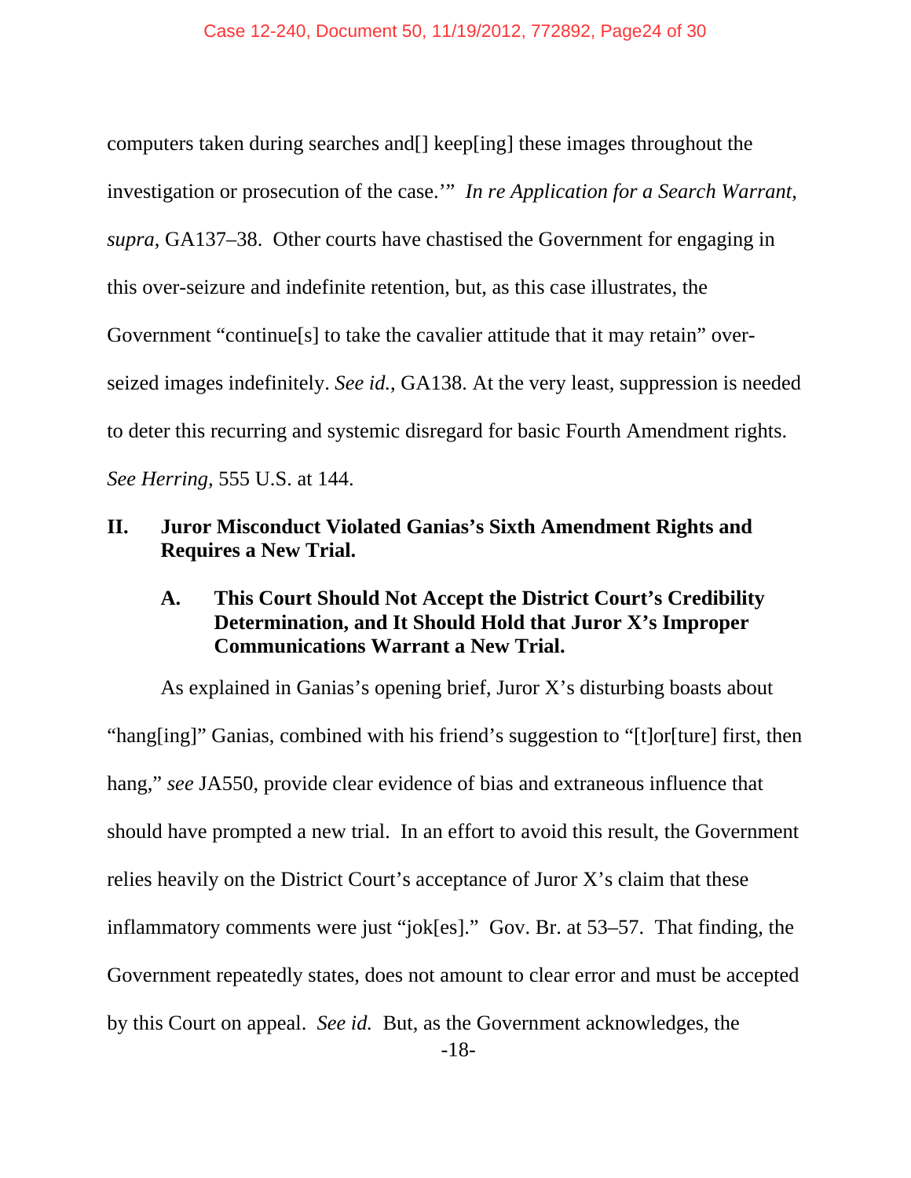computers taken during searches and[] keep[ing] these images throughout the investigation or prosecution of the case.'" *In re Application for a Search Warrant*, *supra*, GA137–38. Other courts have chastised the Government for engaging in this over-seizure and indefinite retention, but, as this case illustrates, the Government "continue[s] to take the cavalier attitude that it may retain" over-seized images indefinitely. *See id.*, GA138. At the very least, suppression is needed to deter this recurring and systemic disregard for basic Fourth Amendment rights. *See Herring*, 555 U.S. at 144.

## II. Juror Misconduct Violated Ganias's Sixth Amendment Rights and Requires a New Trial.

### A. This Court Should Not Accept the District Court's Credibility Determination, and It Should Hold that Juror X's Improper Communications Warrant a New Trial.

As explained in Ganias's opening brief, Juror X's disturbing boasts about "hang[ing]" Ganias, combined with his friend's suggestion to "[t]or[ture] first, then hang," *see* JA550, provide clear evidence of bias and extraneous influence that should have prompted a new trial. In an effort to avoid this result, the Government relies heavily on the District Court's acceptance of Juror X's claim that these inflammatory comments were just "jok[es]." Gov. Br. at 53–57. That finding, the Government repeatedly states, does not amount to clear error and must be accepted by this Court on appeal. *See id.* But, as the Government acknowledges, the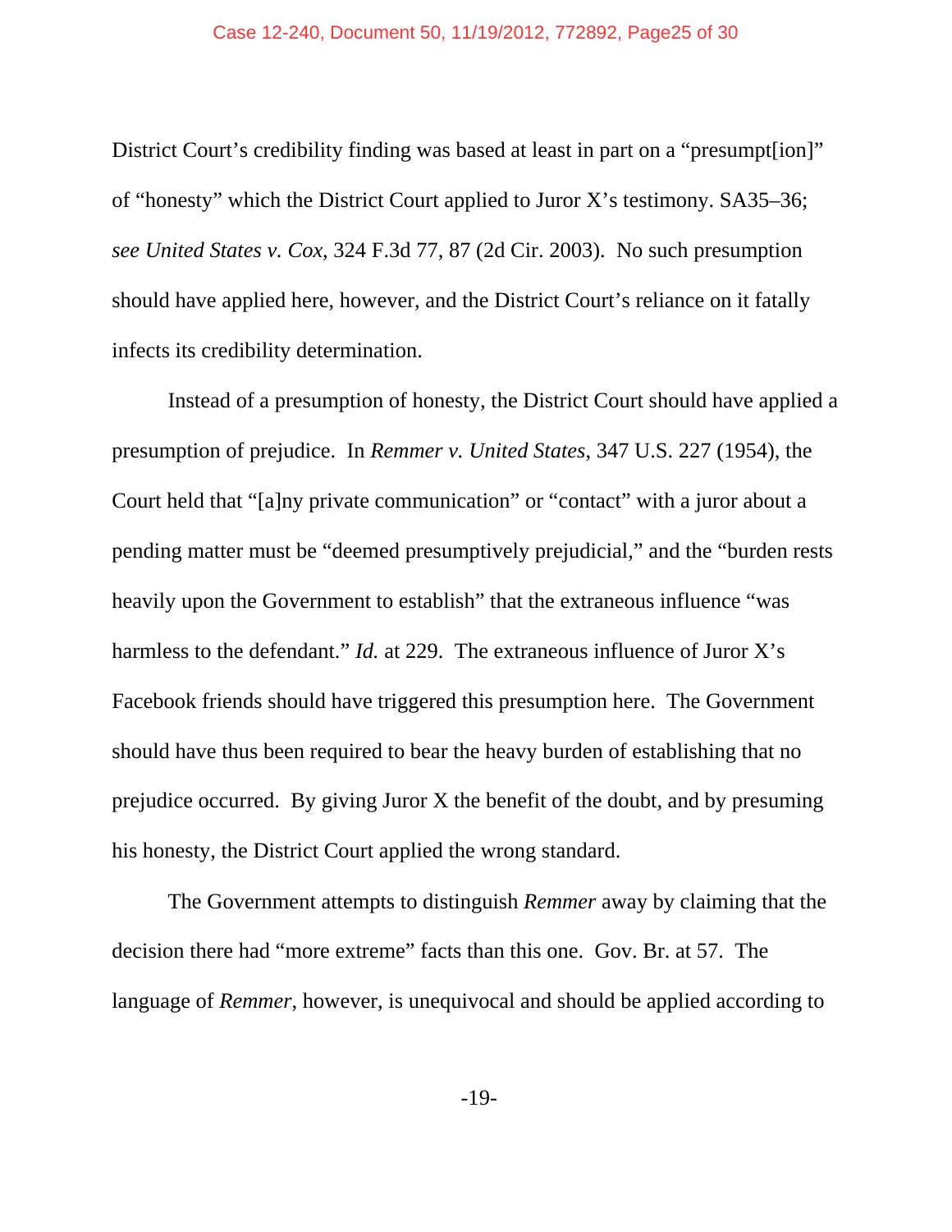District Court's credibility finding was based at least in part on a "presumpt[ion]" of "honesty" which the District Court applied to Juror X's testimony. SA35–36; *see United States v. Cox*, 324 F.3d 77, 87 (2d Cir. 2003). No such presumption should have applied here, however, and the District Court's reliance on it fatally infects its credibility determination.

Instead of a presumption of honesty, the District Court should have applied a presumption of prejudice. In *Remmer v. United States*, 347 U.S. 227 (1954), the Court held that "[a]ny private communication" or "contact" with a juror about a pending matter must be "deemed presumptively prejudicial," and the "burden rests heavily upon the Government to establish" that the extraneous influence "was harmless to the defendant." *Id.* at 229. The extraneous influence of Juror X's Facebook friends should have triggered this presumption here. The Government should have thus been required to bear the heavy burden of establishing that no prejudice occurred. By giving Juror X the benefit of the doubt, and by presuming his honesty, the District Court applied the wrong standard.

The Government attempts to distinguish *Remmer* away by claiming that the decision there had "more extreme" facts than this one. Gov. Br. at 57. The language of *Remmer*, however, is unequivocal and should be applied according to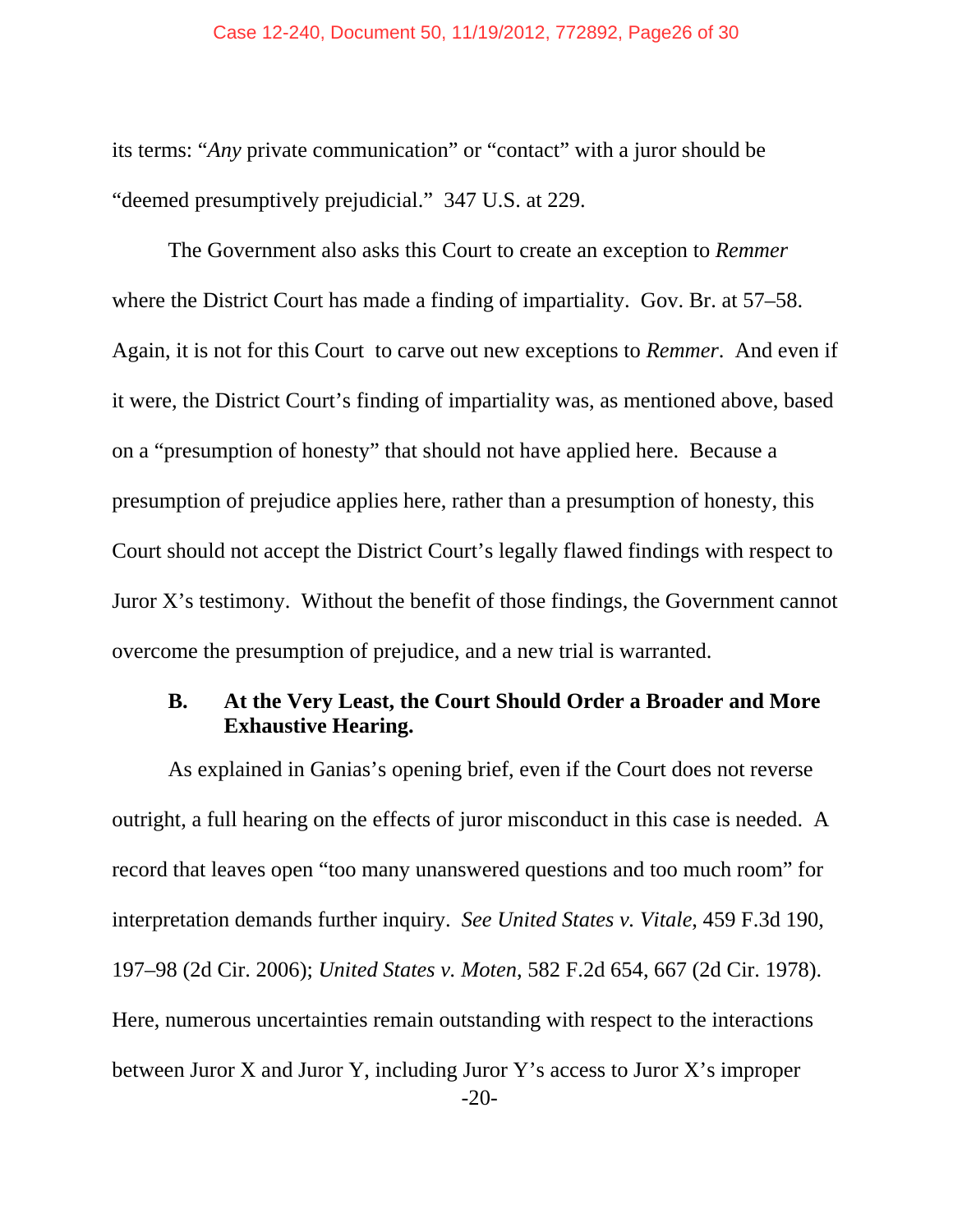its terms: "*Any* private communication" or "contact" with a juror should be "deemed presumptively prejudicial." 347 U.S. at 229.

The Government also asks this Court to create an exception to *Remmer* where the District Court has made a finding of impartiality. Gov. Br. at 57–58. Again, it is not for this Court to carve out new exceptions to *Remmer*. And even if it were, the District Court's finding of impartiality was, as mentioned above, based on a "presumption of honesty" that should not have applied here. Because a presumption of prejudice applies here, rather than a presumption of honesty, this Court should not accept the District Court's legally flawed findings with respect to Juror X's testimony. Without the benefit of those findings, the Government cannot overcome the presumption of prejudice, and a new trial is warranted.

### B. At the Very Least, the Court Should Order a Broader and More Exhaustive Hearing.

As explained in Ganias's opening brief, even if the Court does not reverse outright, a full hearing on the effects of juror misconduct in this case is needed. A record that leaves open "too many unanswered questions and too much room" for interpretation demands further inquiry. *See United States v. Vitale*, 459 F.3d 190, 197–98 (2d Cir. 2006); *United States v. Moten*, 582 F.2d 654, 667 (2d Cir. 1978). Here, numerous uncertainties remain outstanding with respect to the interactions between Juror X and Juror Y, including Juror Y's access to Juror X's improper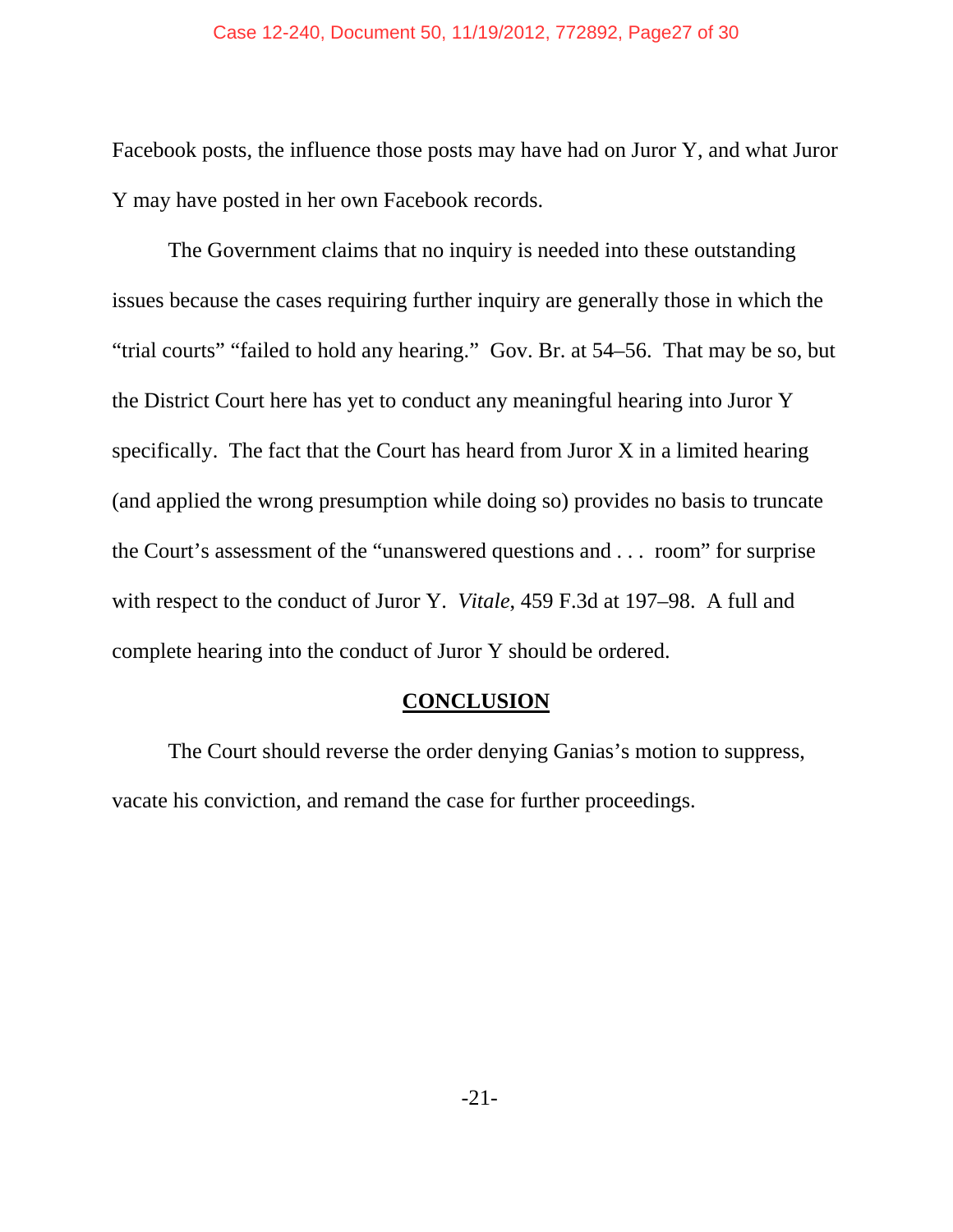Facebook posts, the influence those posts may have had on Juror Y, and what Juror Y may have posted in her own Facebook records.

The Government claims that no inquiry is needed into these outstanding issues because the cases requiring further inquiry are generally those in which the "trial courts" "failed to hold any hearing." Gov. Br. at 54–56. That may be so, but the District Court here has yet to conduct any meaningful hearing into Juror Y specifically. The fact that the Court has heard from Juror X in a limited hearing (and applied the wrong presumption while doing so) provides no basis to truncate the Court's assessment of the "unanswered questions and . . . room" for surprise with respect to the conduct of Juror Y. *Vitale*, 459 F.3d at 197–98. A full and complete hearing into the conduct of Juror Y should be ordered.

## CONCLUSION

The Court should reverse the order denying Ganias's motion to suppress, vacate his conviction, and remand the case for further proceedings.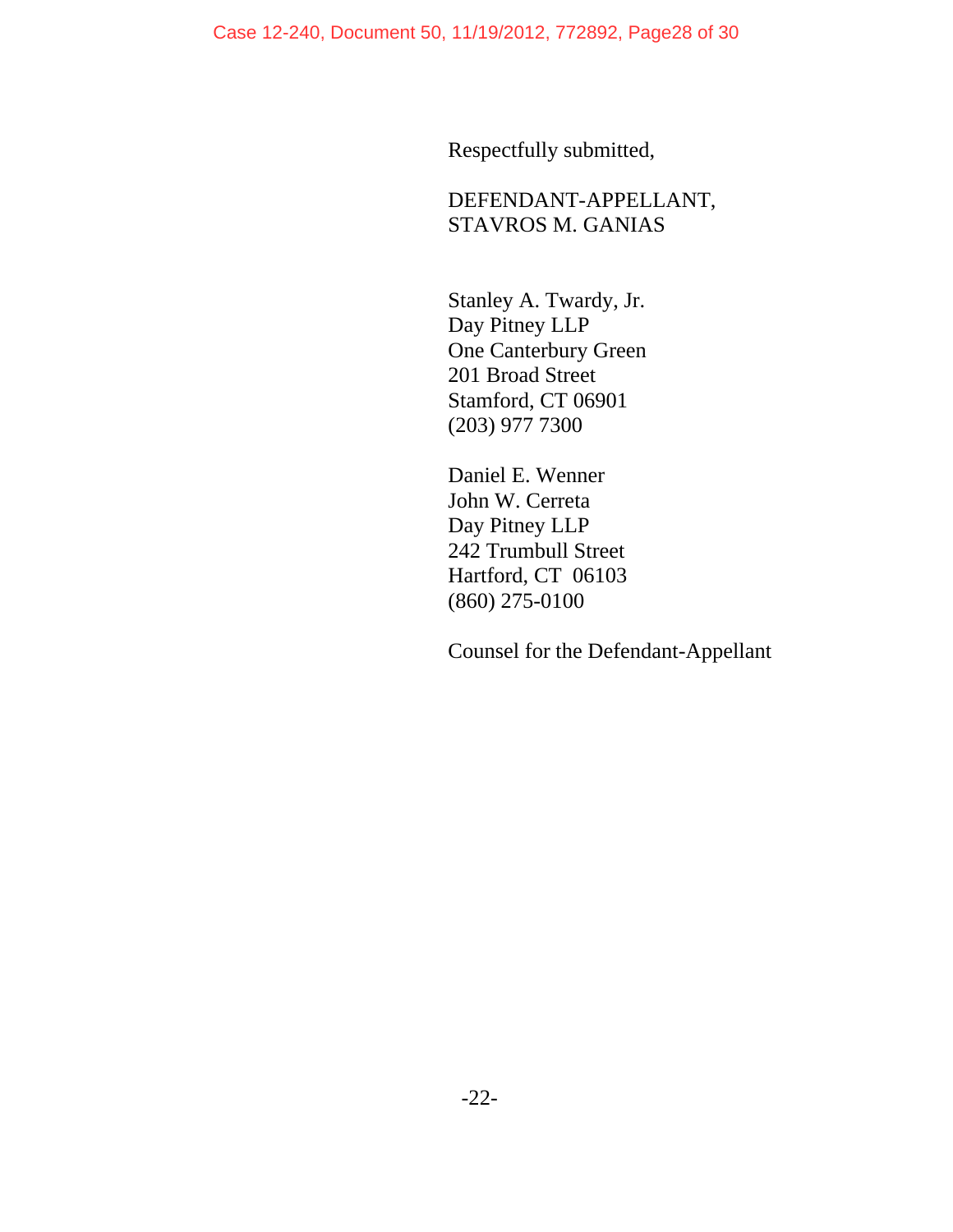Respectfully submitted,

DEFENDANT-APPELLANT,
STAVROS M. GANIAS

Stanley A. Twardy, Jr.
Day Pitney LLP
One Canterbury Green
201 Broad Street
Stamford, CT 06901
(203) 977 7300

Daniel E. Wenner
John W. Cerreta
Day Pitney LLP
242 Trumbull Street
Hartford, CT 06103
(860) 275-0100

Counsel for the Defendant-Appellant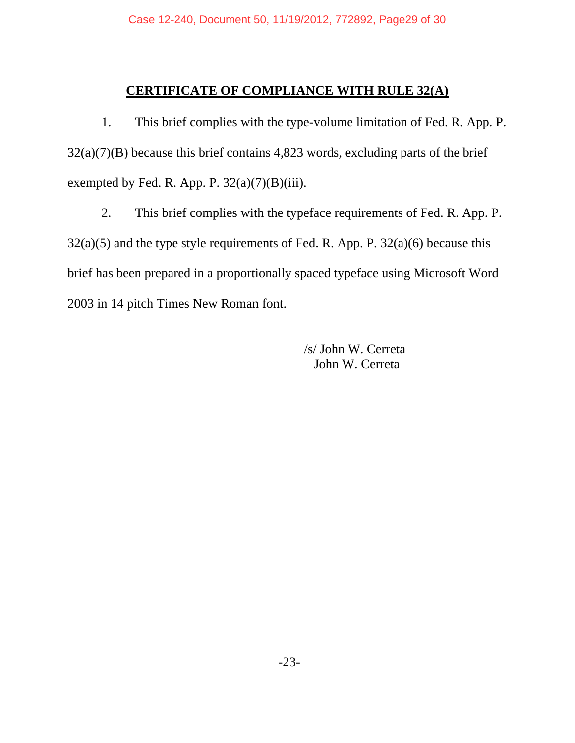## CERTIFICATE OF COMPLIANCE WITH RULE 32(A)

1. This brief complies with the type-volume limitation of Fed. R. App. P. 32(a)(7)(B) because this brief contains 4,823 words, excluding parts of the brief exempted by Fed. R. App. P. 32(a)(7)(B)(iii).

2. This brief complies with the typeface requirements of Fed. R. App. P. 32(a)(5) and the type style requirements of Fed. R. App. P. 32(a)(6) because this brief has been prepared in a proportionally spaced typeface using Microsoft Word 2003 in 14 pitch Times New Roman font.

/s/ John W. Cerreta
John W. Cerreta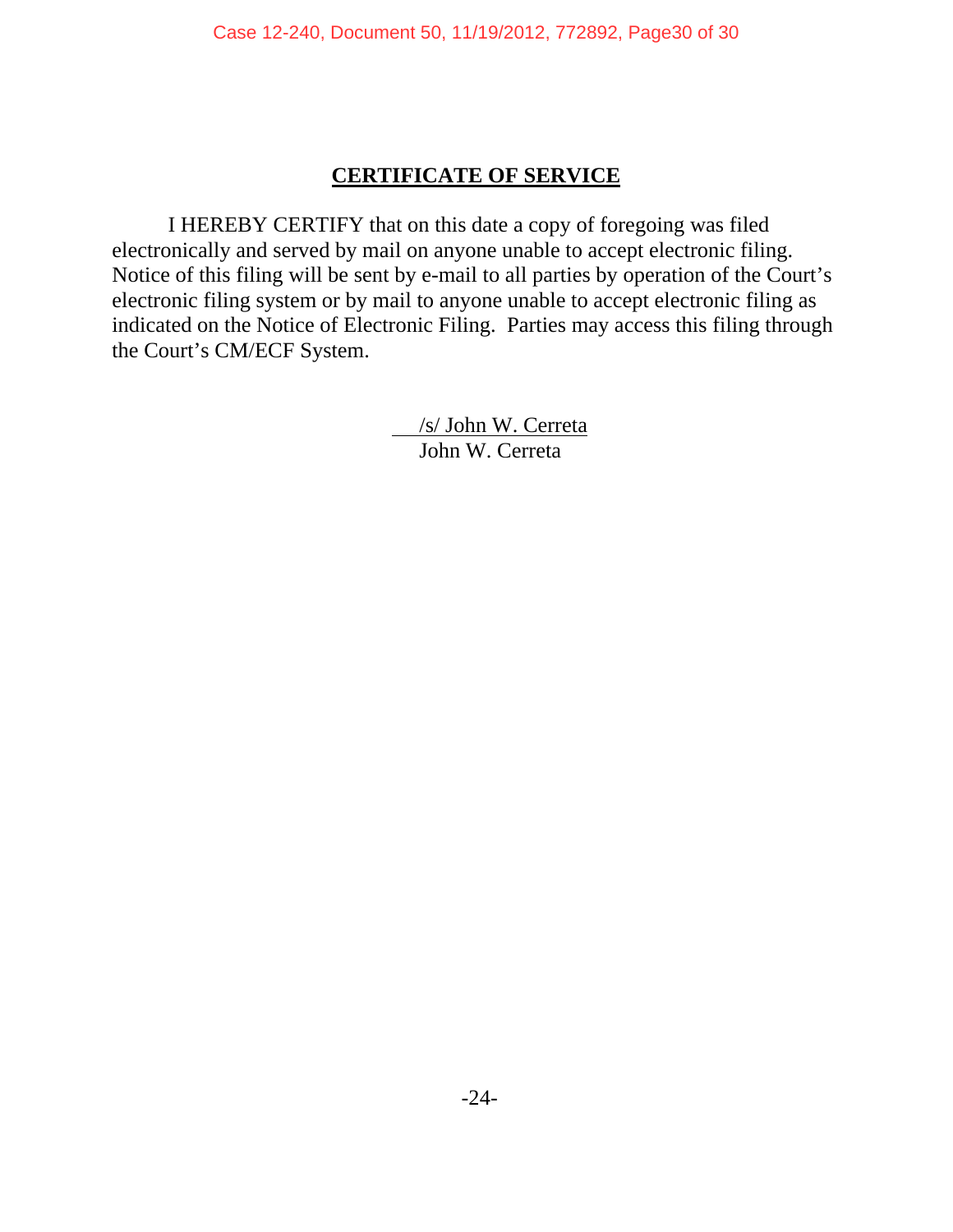## CERTIFICATE OF SERVICE

I HEREBY CERTIFY that on this date a copy of foregoing was filed electronically and served by mail on anyone unable to accept electronic filing. Notice of this filing will be sent by e-mail to all parties by operation of the Court's electronic filing system or by mail to anyone unable to accept electronic filing as indicated on the Notice of Electronic Filing. Parties may access this filing through the Court's CM/ECF System.

/s/ John W. Cerreta
John W. Cerreta